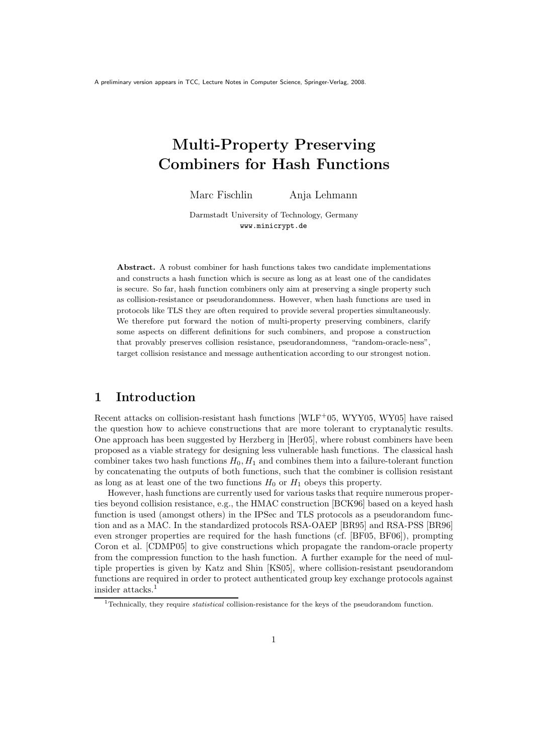A preliminary version appears in TCC, Lecture Notes in Computer Science, Springer-Verlag, 2008.

# Multi-Property Preserving Combiners for Hash Functions

Marc Fischlin Anja Lehmann

Darmstadt University of Technology, Germany
www.minicrypt.de

**Abstract.** A robust combiner for hash functions takes two candidate implementations and constructs a hash function which is secure as long as at least one of the candidates is secure. So far, hash function combiners only aim at preserving a single property such as collision-resistance or pseudorandomness. However, when hash functions are used in protocols like TLS they are often required to provide several properties simultaneously. We therefore put forward the notion of multi-property preserving combiners, clarify some aspects on different definitions for such combiners, and propose a construction that provably preserves collision resistance, pseudorandomness, "random-oracle-ness", target collision resistance and message authentication according to our strongest notion.

## 1 Introduction

Recent attacks on collision-resistant hash functions [WLF+05, WYY05, WY05] have raised the question how to achieve constructions that are more tolerant to cryptanalytic results. One approach has been suggested by Herzberg in [Her05], where robust combiners have been proposed as a viable strategy for designing less vulnerable hash functions. The classical hash combiner takes two hash functions $H_0, H_1$ and combines them into a failure-tolerant function by concatenating the outputs of both functions, such that the combiner is collision resistant as long as at least one of the two functions $H_0$ or $H_1$ obeys this property.

However, hash functions are currently used for various tasks that require numerous properties beyond collision resistance, e.g., the HMAC construction [BCK96] based on a keyed hash function is used (amongst others) in the IPSec and TLS protocols as a pseudorandom function and as a MAC. In the standardized protocols RSA-OAEP [BR95] and RSA-PSS [BR96] even stronger properties are required for the hash functions (cf. [BF05, BF06]), prompting Coron et al. [CDMP05] to give constructions which propagate the random-oracle property from the compression function to the hash function. A further example for the need of multiple properties is given by Katz and Shin [KS05], where collision-resistant pseudorandom functions are required in order to protect authenticated group key exchange protocols against insider attacks.[1]

[1] Technically, they require *statistical* collision-resistance for the keys of the pseudorandom function.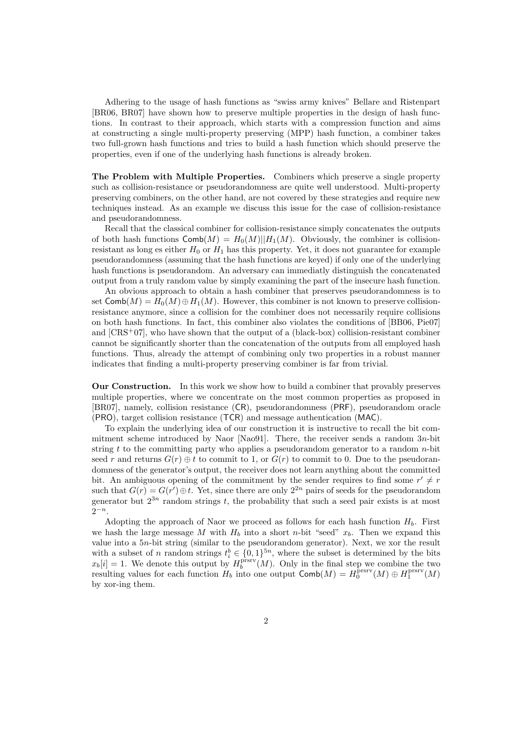Adhering to the usage of hash functions as "swiss army knives" Bellare and Ristenpart [BR06, BR07] have shown how to preserve multiple properties in the design of hash functions. In contrast to their approach, which starts with a compression function and aims at constructing a single multi-property preserving (MPP) hash function, a combiner takes two full-grown hash functions and tries to build a hash function which should preserve the properties, even if one of the underlying hash functions is already broken.

**The Problem with Multiple Properties.** Combiners which preserve a single property such as collision-resistance or pseudorandomness are quite well understood. Multi-property preserving combiners, on the other hand, are not covered by these strategies and require new techniques instead. As an example we discuss this issue for the case of collision-resistance and pseudorandomness.

Recall that the classical combiner for collision-resistance simply concatenates the outputs of both hash functions $\mathsf{Comb}(M) = H_0(M)||H_1(M)$. Obviously, the combiner is collision-resistant as long es either $H_0$ or $H_1$ has this property. Yet, it does not guarantee for example pseudorandomness (assuming that the hash functions are keyed) if only one of the underlying hash functions is pseudorandom. An adversary can immediatly distinguish the concatenated output from a truly random value by simply examining the part of the insecure hash function.

An obvious approach to obtain a hash combiner that preserves pseudorandomness is to set $\mathsf{Comb}(M) = H_0(M) \oplus H_1(M)$. However, this combiner is not known to preserve collision-resistance anymore, since a collision for the combiner does not necessarily require collisions on both hash functions. In fact, this combiner also violates the conditions of [BB06, Pie07] and [CRS+07], who have shown that the output of a (black-box) collision-resistant combiner cannot be significantly shorter than the concatenation of the outputs from all employed hash functions. Thus, already the attempt of combining only two properties in a robust manner indicates that finding a multi-property preserving combiner is far from trivial.

**Our Construction.** In this work we show how to build a combiner that provably preserves multiple properties, where we concentrate on the most common properties as proposed in [BR07], namely, collision resistance ($\mathsf{CR}$), pseudorandomness ($\mathsf{PRF}$), pseudorandom oracle ($\mathsf{PRO}$), target collision resistance ($\mathsf{TCR}$) and message authentication ($\mathsf{MAC}$).

To explain the underlying idea of our construction it is instructive to recall the bit commitment scheme introduced by Naor [Nao91]. There, the receiver sends a random $3n$-bit string $t$ to the committing party who applies a pseudorandom generator to a random $n$-bit seed $r$ and returns $G(r) \oplus t$ to commit to 1, or $G(r)$ to commit to 0. Due to the pseudorandomness of the generator's output, the receiver does not learn anything about the committed bit. An ambiguous opening of the commitment by the sender requires to find some $r' \neq r$ such that $G(r) = G(r') \oplus t$. Yet, since there are only $2^{2n}$ pairs of seeds for the pseudorandom generator but $2^{3n}$ random strings $t$, the probability that such a seed pair exists is at most $2^{-n}$.

Adopting the approach of Naor we proceed as follows for each hash function $H_b$. First we hash the large message $M$ with $H_b$ into a short $n$-bit "seed" $x_b$. Then we expand this value into a $5n$-bit string (similar to the pseudorandom generator). Next, we xor the result with a subset of $n$ random strings $t_i^b \in \{0,1\}^{5n}$, where the subset is determined by the bits $x_b[i] = 1$. We denote this output by $H_b^{\text{prsrv}}(M)$. Only in the final step we combine the two resulting values for each function $H_b$ into one output $\mathsf{Comb}(M) = H_0^{\text{prsrv}}(M) \oplus H_1^{\text{prsrv}}(M)$ by xor-ing them.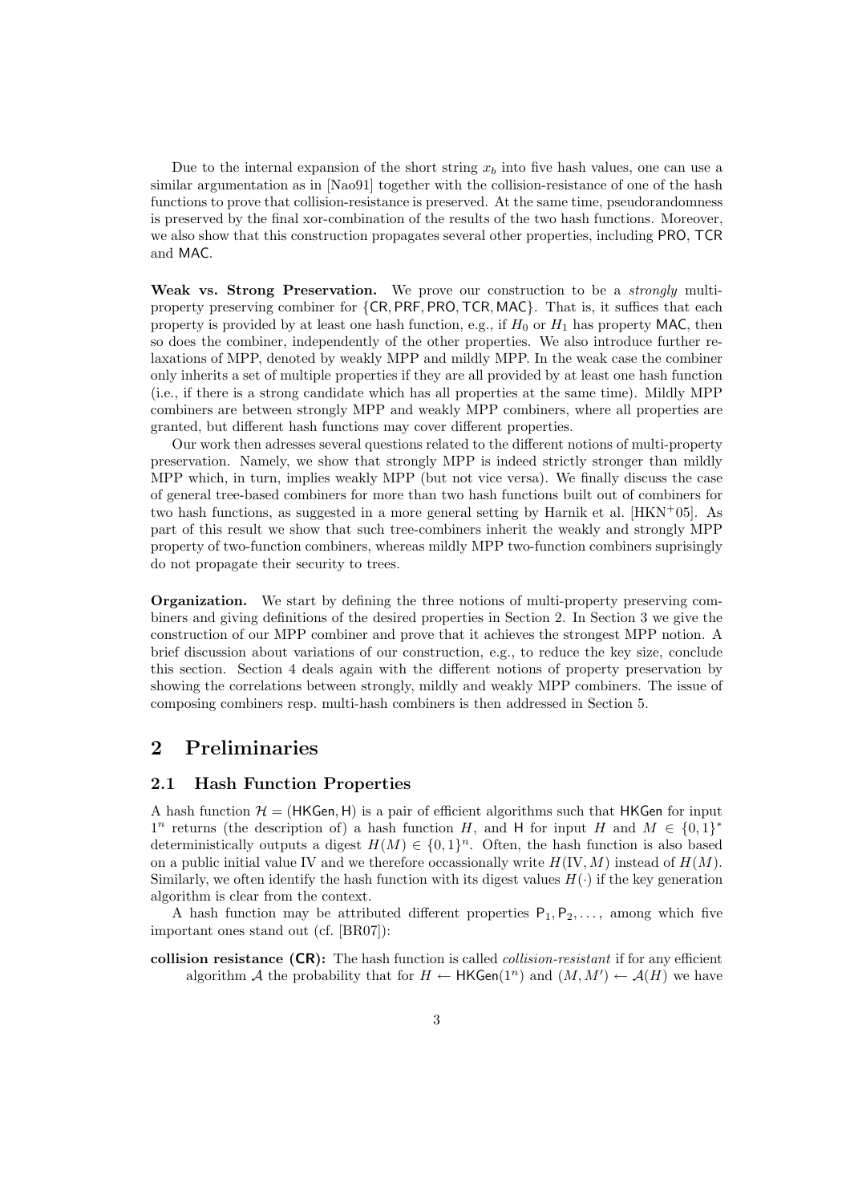Due to the internal expansion of the short string $x_b$ into five hash values, one can use a similar argumentation as in [Nao91] together with the collision-resistance of one of the hash functions to prove that collision-resistance is preserved. At the same time, pseudorandomness is preserved by the final xor-combination of the results of the two hash functions. Moreover, we also show that this construction propagates several other properties, including PRO, TCR and MAC.

**Weak vs. Strong Preservation.** We prove our construction to be a *strongly* multi-property preserving combiner for {CR, PRF, PRO, TCR, MAC}. That is, it suffices that each property is provided by at least one hash function, e.g., if $H_0$ or $H_1$ has property MAC, then so does the combiner, independently of the other properties. We also introduce further relaxations of MPP, denoted by weakly MPP and mildly MPP. In the weak case the combiner only inherits a set of multiple properties if they are all provided by at least one hash function (i.e., if there is a strong candidate which has all properties at the same time). Mildly MPP combiners are between strongly MPP and weakly MPP combiners, where all properties are granted, but different hash functions may cover different properties.

Our work then adresses several questions related to the different notions of multi-property preservation. Namely, we show that strongly MPP is indeed strictly stronger than mildly MPP which, in turn, implies weakly MPP (but not vice versa). We finally discuss the case of general tree-based combiners for more than two hash functions built out of combiners for two hash functions, as suggested in a more general setting by Harnik et al. [HKN+05]. As part of this result we show that such tree-combiners inherit the weakly and strongly MPP property of two-function combiners, whereas mildly MPP two-function combiners suprisingly do not propagate their security to trees.

**Organization.** We start by defining the three notions of multi-property preserving combiners and giving definitions of the desired properties in Section 2. In Section 3 we give the construction of our MPP combiner and prove that it achieves the strongest MPP notion. A brief discussion about variations of our construction, e.g., to reduce the key size, conclude this section. Section 4 deals again with the different notions of property preservation by showing the correlations between strongly, mildly and weakly MPP combiners. The issue of composing combiners resp. multi-hash combiners is then addressed in Section 5.

## 2 Preliminaries

### 2.1 Hash Function Properties

A hash function $\mathcal{H} = (\mathsf{HKGen}, \mathsf{H})$ is a pair of efficient algorithms such that HKGen for input $1^n$ returns (the description of) a hash function $H$, and H for input $H$ and $M \in \{0,1\}^*$ deterministically outputs a digest $H(M) \in \{0,1\}^n$. Often, the hash function is also based on a public initial value IV and we therefore occassionally write $H(\mathrm{IV}, M)$ instead of $H(M)$. Similarly, we often identify the hash function with its digest values $H(\cdot)$ if the key generation algorithm is clear from the context.

A hash function may be attributed different properties $\mathsf{P}_1, \mathsf{P}_2, \ldots,$ among which five important ones stand out (cf. [BR07]):

**collision resistance (CR):** The hash function is called *collision-resistant* if for any efficient algorithm $\mathcal{A}$ the probability that for $H \leftarrow \mathsf{HKGen}(1^n)$ and $(M, M') \leftarrow \mathcal{A}(H)$ we have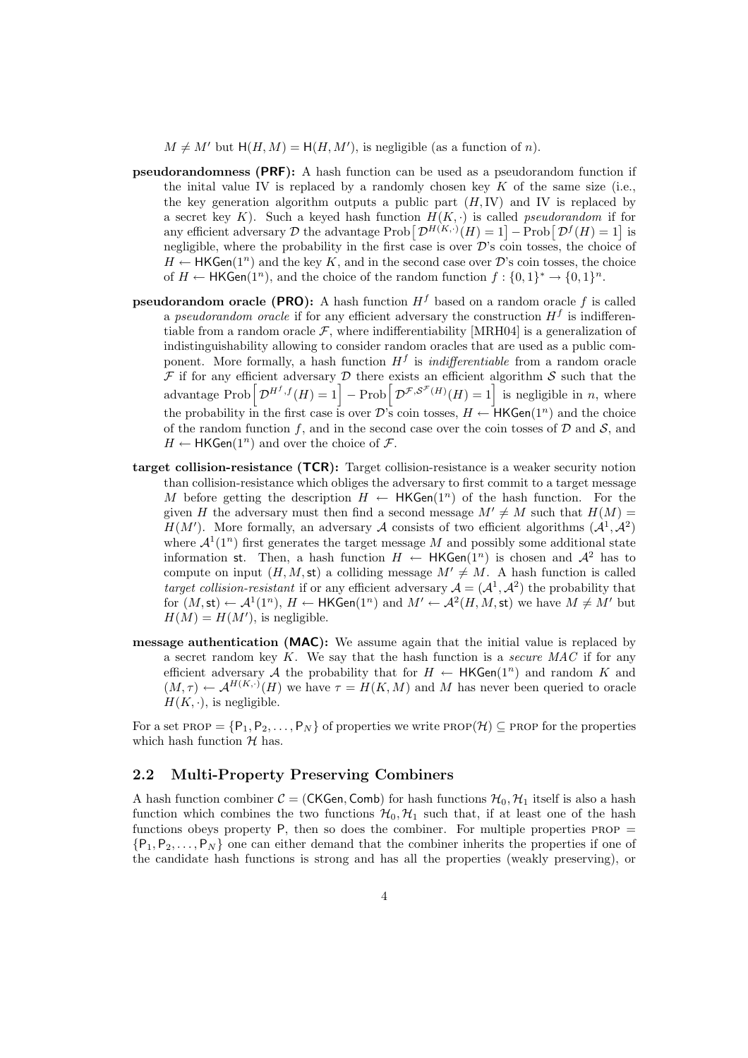$M \neq M'$ but $\mathsf{H}(H, M) = \mathsf{H}(H, M')$, is negligible (as a function of $n$).

**pseudorandomness (PRF):** A hash function can be used as a pseudorandom function if the inital value IV is replaced by a randomly chosen key $K$ of the same size (i.e., the key generation algorithm outputs a public part $(H, \mathrm{IV})$ and IV is replaced by a secret key $K$). Such a keyed hash function $H(K, \cdot)$ is called *pseudorandom* if for any efficient adversary $\mathcal{D}$ the advantage $\mathrm{Prob}\left[\mathcal{D}^{H(K,\cdot)}(H) = 1\right] - \mathrm{Prob}\left[\mathcal{D}^{f}(H) = 1\right]$ is negligible, where the probability in the first case is over $\mathcal{D}$'s coin tosses, the choice of $H \leftarrow \mathsf{HKGen}(1^n)$ and the key $K$, and in the second case over $\mathcal{D}$'s coin tosses, the choice of $H \leftarrow \mathsf{HKGen}(1^n)$, and the choice of the random function $f : \{0,1\}^* \to \{0,1\}^n$.

**pseudorandom oracle (PRO):** A hash function $H^f$ based on a random oracle $f$ is called a *pseudorandom oracle* if for any efficient adversary the construction $H^f$ is indifferentiable from a random oracle $\mathcal{F}$, where indifferentiability [MRH04] is a generalization of indistinguishability allowing to consider random oracles that are used as a public component. More formally, a hash function $H^f$ is *indifferentiable* from a random oracle $\mathcal{F}$ if for any efficient adversary $\mathcal{D}$ there exists an efficient algorithm $\mathcal{S}$ such that the advantage $\mathrm{Prob}\left[\mathcal{D}^{H^f, f}(H) = 1\right] - \mathrm{Prob}\left[\mathcal{D}^{\mathcal{F}, \mathcal{S}^{\mathcal{F}}(H)}(H) = 1\right]$ is negligible in $n$, where the probability in the first case is over $\mathcal{D}$'s coin tosses, $H \leftarrow \mathsf{HKGen}(1^n)$ and the choice of the random function $f$, and in the second case over the coin tosses of $\mathcal{D}$ and $\mathcal{S}$, and $H \leftarrow \mathsf{HKGen}(1^n)$ and over the choice of $\mathcal{F}$.

**target collision-resistance (TCR):** Target collision-resistance is a weaker security notion than collision-resistance which obliges the adversary to first commit to a target message $M$ before getting the description $H \leftarrow \mathsf{HKGen}(1^n)$ of the hash function. For the given $H$ the adversary must then find a second message $M' \neq M$ such that $H(M) = H(M')$. More formally, an adversary $\mathcal{A}$ consists of two efficient algorithms $(\mathcal{A}^1, \mathcal{A}^2)$ where $\mathcal{A}^1(1^n)$ first generates the target message $M$ and possibly some additional state information $\mathsf{st}$. Then, a hash function $H \leftarrow \mathsf{HKGen}(1^n)$ is chosen and $\mathcal{A}^2$ has to compute on input $(H, M, \mathsf{st})$ a colliding message $M' \neq M$. A hash function is called *target collision-resistant* if or any efficient adversary $\mathcal{A} = (\mathcal{A}^1, \mathcal{A}^2)$ the probability that for $(M, \mathsf{st}) \leftarrow \mathcal{A}^1(1^n)$, $H \leftarrow \mathsf{HKGen}(1^n)$ and $M' \leftarrow \mathcal{A}^2(H, M, \mathsf{st})$ we have $M \neq M'$ but $H(M) = H(M')$, is negligible.

**message authentication (MAC):** We assume again that the initial value is replaced by a secret random key $K$. We say that the hash function is a *secure MAC* if for any efficient adversary $\mathcal{A}$ the probability that for $H \leftarrow \mathsf{HKGen}(1^n)$ and random $K$ and $(M, \tau) \leftarrow \mathcal{A}^{H(K,\cdot)}(H)$ we have $\tau = H(K, M)$ and $M$ has never been queried to oracle $H(K, \cdot)$, is negligible.

For a set $\text{PROP} = \{\mathsf{P}_1, \mathsf{P}_2, \ldots, \mathsf{P}_N\}$ of properties we write $\text{PROP}(\mathcal{H}) \subseteq \text{PROP}$ for the properties which hash function $\mathcal{H}$ has.

## 2.2 Multi-Property Preserving Combiners

A hash function combiner $\mathcal{C} = (\mathsf{CKGen}, \mathsf{Comb})$ for hash functions $\mathcal{H}_0, \mathcal{H}_1$ itself is also a hash function which combines the two functions $\mathcal{H}_0, \mathcal{H}_1$ such that, if at least one of the hash functions obeys property $\mathsf{P}$, then so does the combiner. For multiple properties $\text{PROP} = \{\mathsf{P}_1, \mathsf{P}_2, \ldots, \mathsf{P}_N\}$ one can either demand that the combiner inherits the properties if one of the candidate hash functions is strong and has all the properties (weakly preserving), or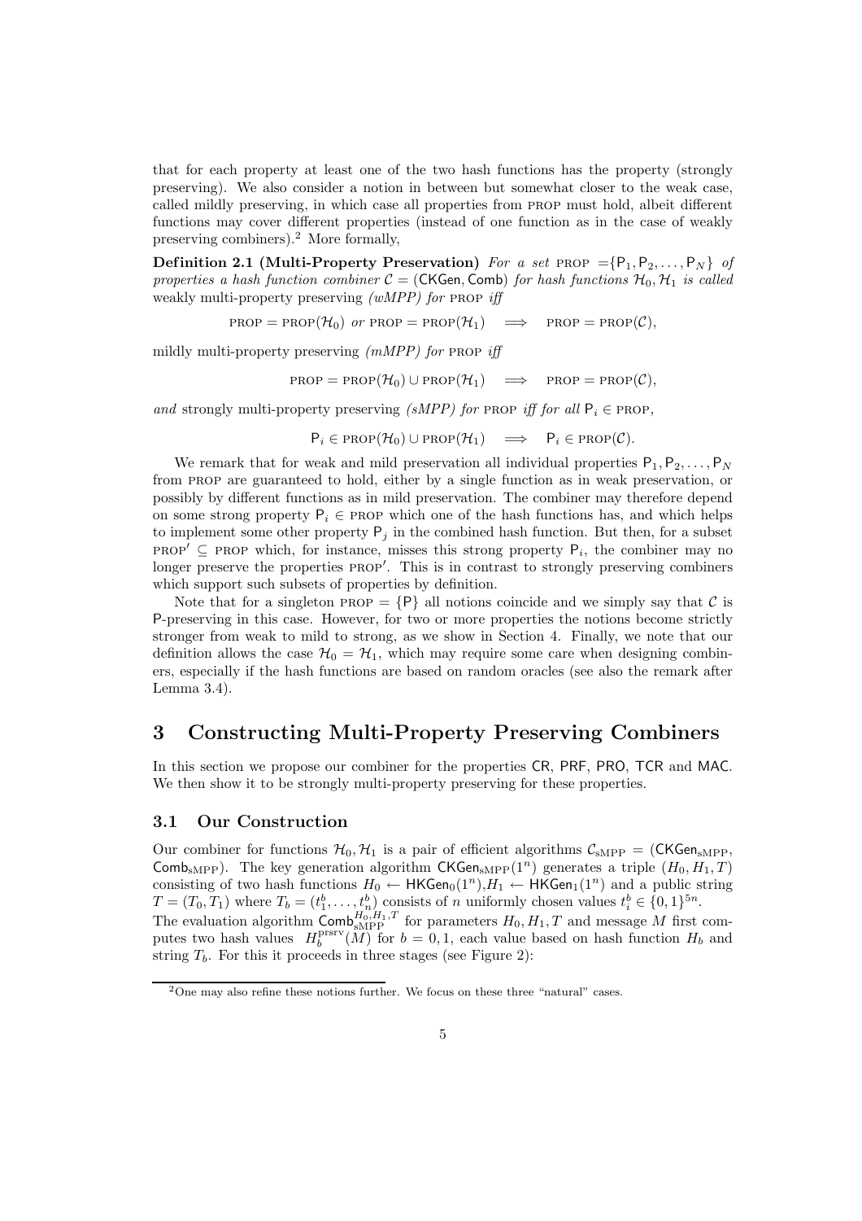that for each property at least one of the two hash functions has the property (strongly preserving). We also consider a notion in between but somewhat closer to the weak case, called mildly preserving, in which case all properties from PROP must hold, albeit different functions may cover different properties (instead of one function as in the case of weakly preserving combiners).[2] More formally,

**Definition 2.1 (Multi-Property Preservation)** *For a set* $\text{PROP} = \{\mathsf{P}_1, \mathsf{P}_2, \ldots, \mathsf{P}_N\}$ *of properties a hash function combiner* $\mathcal{C} = (\mathsf{CKGen}, \mathsf{Comb})$ *for hash functions* $\mathcal{H}_0, \mathcal{H}_1$ *is called* weakly multi-property preserving *(wMPP) for* PROP *iff*

$$\text{PROP} = \text{PROP}(\mathcal{H}_0) \text{ or } \text{PROP} = \text{PROP}(\mathcal{H}_1) \implies \text{PROP} = \text{PROP}(\mathcal{C}),$$

mildly multi-property preserving *(mMPP) for* PROP *iff*

$$\text{PROP} = \text{PROP}(\mathcal{H}_0) \cup \text{PROP}(\mathcal{H}_1) \implies \text{PROP} = \text{PROP}(\mathcal{C}),$$

*and* strongly multi-property preserving *(sMPP) for* PROP *iff for all* $\mathsf{P}_i \in \text{PROP}$,

$$\mathsf{P}_i \in \text{PROP}(\mathcal{H}_0) \cup \text{PROP}(\mathcal{H}_1) \implies \mathsf{P}_i \in \text{PROP}(\mathcal{C}).$$

We remark that for weak and mild preservation all individual properties $\mathsf{P}_1, \mathsf{P}_2, \ldots, \mathsf{P}_N$ from PROP are guaranteed to hold, either by a single function as in weak preservation, or possibly by different functions as in mild preservation. The combiner may therefore depend on some strong property $\mathsf{P}_i \in \text{PROP}$ which one of the hash functions has, and which helps to implement some other property $\mathsf{P}_j$ in the combined hash function. But then, for a subset $\text{PROP}' \subseteq \text{PROP}$ which, for instance, misses this strong property $\mathsf{P}_i$, the combiner may no longer preserve the properties $\text{PROP}'$. This is in contrast to strongly preserving combiners which support such subsets of properties by definition.

Note that for a singleton $\text{PROP} = \{\mathsf{P}\}$ all notions coincide and we simply say that $\mathcal{C}$ is $\mathsf{P}$-preserving in this case. However, for two or more properties the notions become strictly stronger from weak to mild to strong, as we show in Section 4. Finally, we note that our definition allows the case $\mathcal{H}_0 = \mathcal{H}_1$, which may require some care when designing combiners, especially if the hash functions are based on random oracles (see also the remark after Lemma 3.4).

# 3 Constructing Multi-Property Preserving Combiners

In this section we propose our combiner for the properties CR, PRF, PRO, TCR and MAC. We then show it to be strongly multi-property preserving for these properties.

## 3.1 Our Construction

Our combiner for functions $\mathcal{H}_0, \mathcal{H}_1$ is a pair of efficient algorithms $\mathcal{C}_{\text{sMPP}} = (\mathsf{CKGen}_{\text{sMPP}}, \mathsf{Comb}_{\text{sMPP}})$. The key generation algorithm $\mathsf{CKGen}_{\text{sMPP}}(1^n)$ generates a triple $(H_0, H_1, T)$ consisting of two hash functions $H_0 \leftarrow \mathsf{HKGen}_0(1^n)$, $H_1 \leftarrow \mathsf{HKGen}_1(1^n)$ and a public string $T = (T_0, T_1)$ where $T_b = (t_1^b, \ldots, t_n^b)$ consists of $n$ uniformly chosen values $t_i^b \in \{0,1\}^{5n}$. The evaluation algorithm $\mathsf{Comb}_{\text{sMPP}}^{H_0,H_1,T}$ for parameters $H_0, H_1, T$ and message $M$ first computes two hash values $H_b^{\text{prsrv}}(M)$ for $b = 0, 1$, each value based on hash function $H_b$ and string $T_b$. For this it proceeds in three stages (see Figure 2):

[2] One may also refine these notions further. We focus on these three "natural" cases.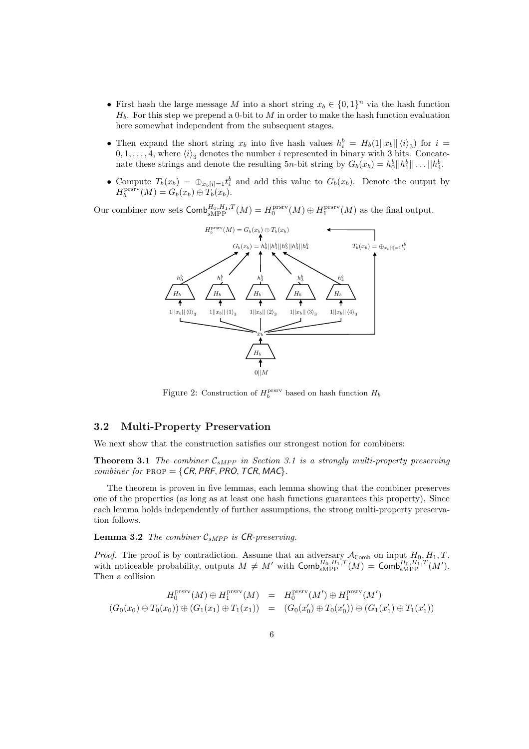- First hash the large message $M$ into a short string $x_b \in \{0,1\}^n$ via the hash function $H_b$. For this step we prepend a 0-bit to $M$ in order to make the hash function evaluation here somewhat independent from the subsequent stages.
- Then expand the short string $x_b$ into five hash values $h_i^b = H_b(1||x_b||\langle i\rangle_3)$ for $i = 0, 1, \ldots, 4$, where $\langle i\rangle_3$ denotes the number $i$ represented in binary with 3 bits. Concatenate these strings and denote the resulting $5n$-bit string by $G_b(x_b) = h_0^b||h_1^b||\ldots||h_4^b$.
- Compute $T_b(x_b) = \oplus_{x_b[i]=1} t_i^b$ and add this value to $G_b(x_b)$. Denote the output by $H_b^{\text{prsrv}}(M) = G_b(x_b) \oplus T_b(x_b)$.

Our combiner now sets $\mathsf{Comb}_{\text{sMPP}}^{H_0,H_1,T}(M) = H_0^{\text{prsrv}}(M) \oplus H_1^{\text{prsrv}}(M)$ as the final output.

Figure 2: Construction of $H_b^{\text{prsrv}}$ based on hash function $H_b$

## 3.2 Multi-Property Preservation

We next show that the construction satisfies our strongest notion for combiners:

**Theorem 3.1** *The combiner $\mathcal{C}_{sMPP}$ in Section 3.1 is a strongly multi-property preserving combiner for* PROP $= \{$*CR, PRF, PRO, TCR, MAC*$\}$.

The theorem is proven in five lemmas, each lemma showing that the combiner preserves one of the properties (as long as at least one hash functions guarantees this property). Since each lemma holds independently of further assumptions, the strong multi-property preservation follows.

**Lemma 3.2** *The combiner $\mathcal{C}_{sMPP}$ is CR-preserving.*

*Proof.* The proof is by contradiction. Assume that an adversary $\mathcal{A}_{\mathsf{Comb}}$ on input $H_0, H_1, T$, with noticeable probability, outputs $M \neq M'$ with $\mathsf{Comb}_{\text{sMPP}}^{H_0,H_1,T}(M) = \mathsf{Comb}_{\text{sMPP}}^{H_0,H_1,T}(M')$. Then a collision

$$
\begin{aligned}
H_0^{\text{prsrv}}(M) \oplus H_1^{\text{prsrv}}(M) &= H_0^{\text{prsrv}}(M') \oplus H_1^{\text{prsrv}}(M') \\
(G_0(x_0) \oplus T_0(x_0)) \oplus (G_1(x_1) \oplus T_1(x_1)) &= (G_0(x_0') \oplus T_0(x_0')) \oplus (G_1(x_1') \oplus T_1(x_1'))
\end{aligned}
$$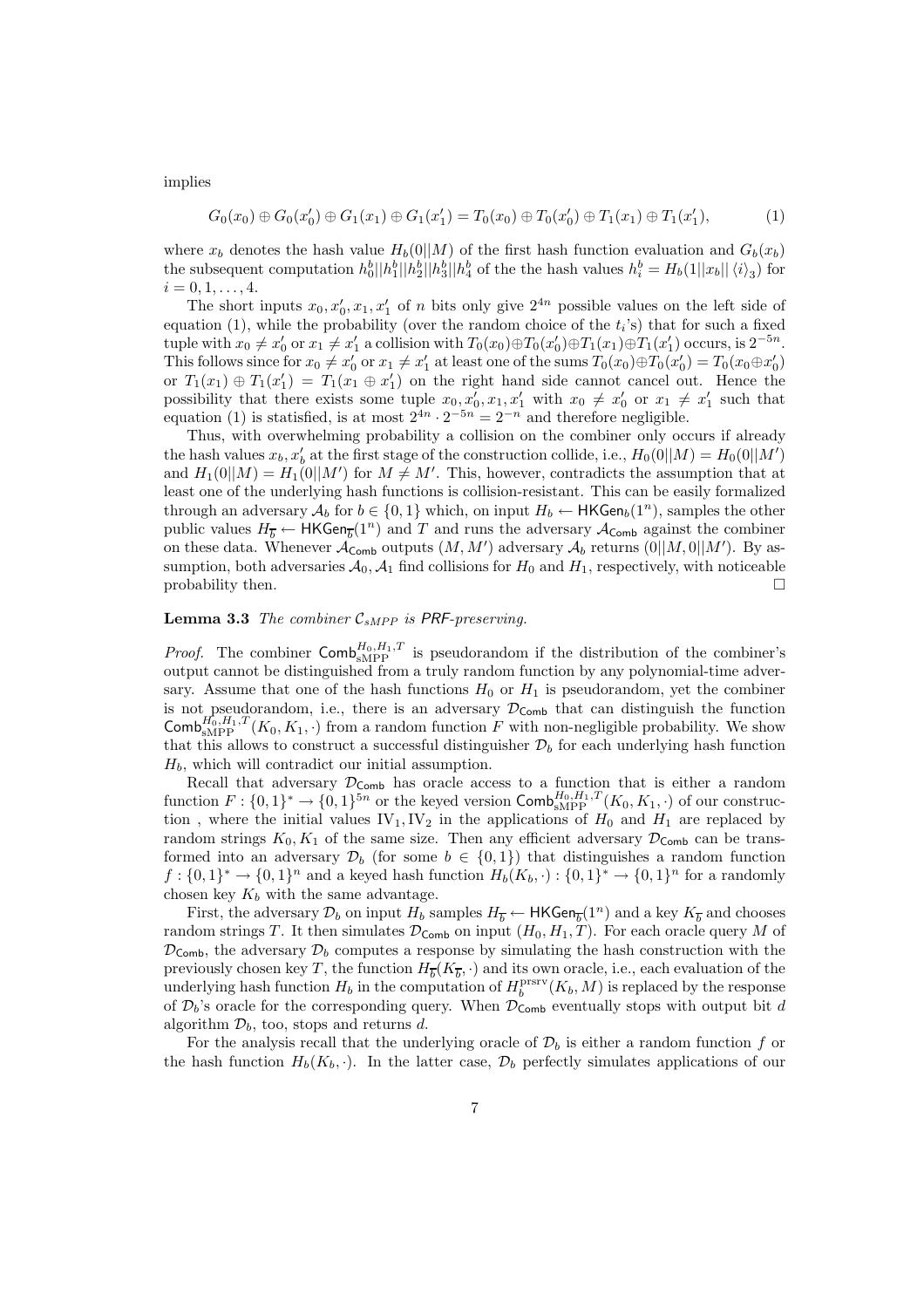implies

$$G_0(x_0) \oplus G_0(x_0') \oplus G_1(x_1) \oplus G_1(x_1') = T_0(x_0) \oplus T_0(x_0') \oplus T_1(x_1) \oplus T_1(x_1'), \tag{1}$$

where $x_b$ denotes the hash value $H_b(0||M)$ of the first hash function evaluation and $G_b(x_b)$ the subsequent computation $h_0^b||h_1^b||h_2^b||h_3^b||h_4^b$ of the the hash values $h_i^b = H_b(1||x_b||\langle i \rangle_3)$ for $i = 0, 1, \ldots, 4$.

The short inputs $x_0, x_0', x_1, x_1'$ of $n$ bits only give $2^{4n}$ possible values on the left side of equation (1), while the probability (over the random choice of the $t_i$'s) that for such a fixed tuple with $x_0 \neq x_0'$ or $x_1 \neq x_1'$ a collision with $T_0(x_0) \oplus T_0(x_0') \oplus T_1(x_1) \oplus T_1(x_1')$ occurs, is $2^{-5n}$. This follows since for $x_0 \neq x_0'$ or $x_1 \neq x_1'$ at least one of the sums $T_0(x_0) \oplus T_0(x_0') = T_0(x_0 \oplus x_0')$ or $T_1(x_1) \oplus T_1(x_1') = T_1(x_1 \oplus x_1')$ on the right hand side cannot cancel out. Hence the possibility that there exists some tuple $x_0, x_0', x_1, x_1'$ with $x_0 \neq x_0'$ or $x_1 \neq x_1'$ such that equation (1) is statisfied, is at most $2^{4n} \cdot 2^{-5n} = 2^{-n}$ and therefore negligible.

Thus, with overwhelming probability a collision on the combiner only occurs if already the hash values $x_b, x_b'$ at the first stage of the construction collide, i.e., $H_0(0||M) = H_0(0||M')$ and $H_1(0||M) = H_1(0||M')$ for $M \neq M'$. This, however, contradicts the assumption that at least one of the underlying hash functions is collision-resistant. This can be easily formalized through an adversary $\mathcal{A}_b$ for $b \in \{0, 1\}$ which, on input $H_b \leftarrow \mathsf{HKGen}_b(1^n)$, samples the other public values $H_{\overline{b}} \leftarrow \mathsf{HKGen}_{\overline{b}}(1^n)$ and $T$ and runs the adversary $\mathcal{A}_{\mathsf{Comb}}$ against the combiner on these data. Whenever $\mathcal{A}_{\mathsf{Comb}}$ outputs $(M, M')$ adversary $\mathcal{A}_b$ returns $(0||M, 0||M')$. By assumption, both adversaries $\mathcal{A}_0, \mathcal{A}_1$ find collisions for $H_0$ and $H_1$, respectively, with noticeable probability then. $\square$

**Lemma 3.3** *The combiner $\mathcal{C}_{sMPP}$ is PRF-preserving.*

*Proof.* The combiner $\mathsf{Comb}_{\mathrm{sMPP}}^{H_0,H_1,T}$ is pseudorandom if the distribution of the combiner's output cannot be distinguished from a truly random function by any polynomial-time adversary. Assume that one of the hash functions $H_0$ or $H_1$ is pseudorandom, yet the combiner is not pseudorandom, i.e., there is an adversary $\mathcal{D}_{\mathsf{Comb}}$ that can distinguish the function $\mathsf{Comb}_{\mathrm{sMPP}}^{H_0,H_1,T}(K_0, K_1, \cdot)$ from a random function $F$ with non-negligible probability. We show that this allows to construct a successful distinguisher $\mathcal{D}_b$ for each underlying hash function $H_b$, which will contradict our initial assumption.

Recall that adversary $\mathcal{D}_{\mathsf{Comb}}$ has oracle access to a function that is either a random function $F : \{0, 1\}^* \to \{0, 1\}^{5n}$ or the keyed version $\mathsf{Comb}_{\mathrm{sMPP}}^{H_0,H_1,T}(K_0, K_1, \cdot)$ of our construction , where the initial values $\mathrm{IV}_1, \mathrm{IV}_2$ in the applications of $H_0$ and $H_1$ are replaced by random strings $K_0, K_1$ of the same size. Then any efficient adversary $\mathcal{D}_{\mathsf{Comb}}$ can be transformed into an adversary $\mathcal{D}_b$ (for some $b \in \{0, 1\}$) that distinguishes a random function $f : \{0, 1\}^* \to \{0, 1\}^n$ and a keyed hash function $H_b(K_b, \cdot) : \{0, 1\}^* \to \{0, 1\}^n$ for a randomly chosen key $K_b$ with the same advantage.

First, the adversary $\mathcal{D}_b$ on input $H_b$ samples $H_{\overline{b}} \leftarrow \mathsf{HKGen}_{\overline{b}}(1^n)$ and a key $K_{\overline{b}}$ and chooses random strings $T$. It then simulates $\mathcal{D}_{\mathsf{Comb}}$ on input $(H_0, H_1, T)$. For each oracle query $M$ of $\mathcal{D}_{\mathsf{Comb}}$, the adversary $\mathcal{D}_b$ computes a response by simulating the hash construction with the previously chosen key $T$, the function $H_{\overline{b}}(K_{\overline{b}}, \cdot)$ and its own oracle, i.e., each evaluation of the underlying hash function $H_b$ in the computation of $H_b^{\mathrm{prsrv}}(K_b, M)$ is replaced by the response of $\mathcal{D}_b$'s oracle for the corresponding query. When $\mathcal{D}_{\mathsf{Comb}}$ eventually stops with output bit $d$ algorithm $\mathcal{D}_b$, too, stops and returns $d$.

For the analysis recall that the underlying oracle of $\mathcal{D}_b$ is either a random function $f$ or the hash function $H_b(K_b, \cdot)$. In the latter case, $\mathcal{D}_b$ perfectly simulates applications of our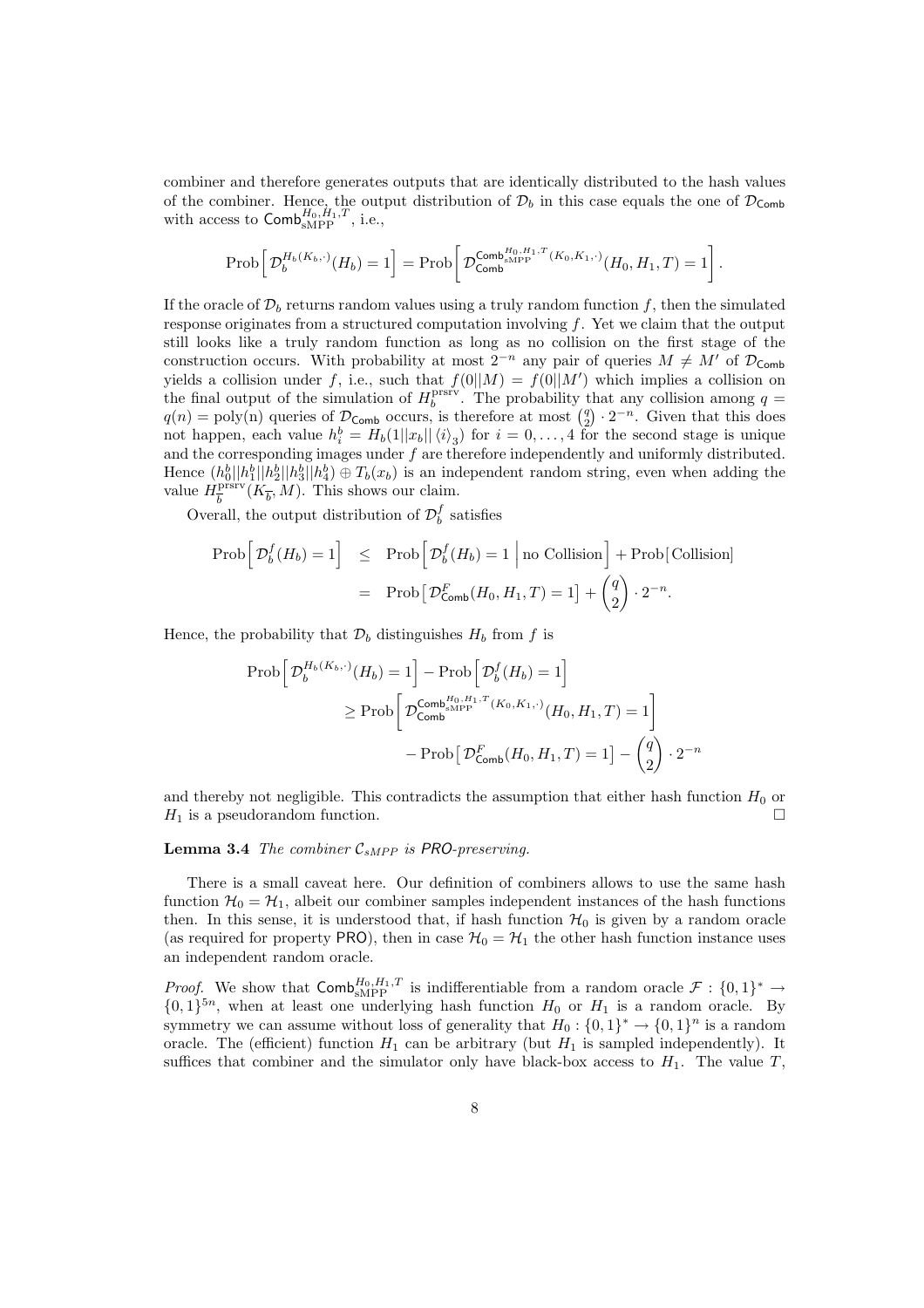combiner and therefore generates outputs that are identically distributed to the hash values of the combiner. Hence, the output distribution of $\mathcal{D}_b$ in this case equals the one of $\mathcal{D}_{\mathsf{Comb}}$ with access to $\mathsf{Comb}_{\text{sMPP}}^{H_0,H_1,T}$, i.e.,

$$\text{Prob}\left[\,\mathcal{D}_b^{H_b(K_b,\cdot)}(H_b) = 1\right] = \text{Prob}\left[\,\mathcal{D}_{\mathsf{Comb}}^{\mathsf{Comb}_{\text{sMPP}}^{H_0,H_1,T}(K_0,K_1,\cdot)}(H_0,H_1,T) = 1\right].$$

If the oracle of $\mathcal{D}_b$ returns random values using a truly random function $f$, then the simulated response originates from a structured computation involving $f$. Yet we claim that the output still looks like a truly random function as long as no collision on the first stage of the construction occurs. With probability at most $2^{-n}$ any pair of queries $M \neq M'$ of $\mathcal{D}_{\mathsf{Comb}}$ yields a collision under $f$, i.e., such that $f(0||M) = f(0||M')$ which implies a collision on the final output of the simulation of $H_b^{\text{prsrv}}$. The probability that any collision among $q = q(n) = \text{poly(n)}$ queries of $\mathcal{D}_{\mathsf{Comb}}$ occurs, is therefore at most $\binom{q}{2} \cdot 2^{-n}$. Given that this does not happen, each value $h_i^b = H_b(1||x_b||\langle i \rangle_3)$ for $i = 0, \ldots, 4$ for the second stage is unique and the corresponding images under $f$ are therefore independently and uniformly distributed. Hence $(h_0^b||h_1^b||h_2^b||h_3^b||h_4^b) \oplus T_b(x_b)$ is an independent random string, even when adding the value $H_{\overline{b}}^{\text{prsrv}}(K_{\overline{b}}, M)$. This shows our claim.

Overall, the output distribution of $\mathcal{D}_b^f$ satisfies

$$\begin{aligned}
\text{Prob}\left[\,\mathcal{D}_b^f(H_b) = 1\right] &\leq \text{Prob}\left[\,\mathcal{D}_b^f(H_b) = 1 \,\middle|\, \text{no Collision}\right] + \text{Prob}\left[\,\text{Collision}\right] \\
&= \text{Prob}\left[\,\mathcal{D}_{\mathsf{Comb}}^F(H_0,H_1,T) = 1\right] + \binom{q}{2} \cdot 2^{-n}.
\end{aligned}$$

Hence, the probability that $\mathcal{D}_b$ distinguishes $H_b$ from $f$ is

$$\begin{aligned}
&\text{Prob}\left[\,\mathcal{D}_b^{H_b(K_b,\cdot)}(H_b) = 1\right] - \text{Prob}\left[\,\mathcal{D}_b^f(H_b) = 1\right] \\
&\qquad \geq \text{Prob}\left[\,\mathcal{D}_{\mathsf{Comb}}^{\mathsf{Comb}_{\text{sMPP}}^{H_0,H_1,T}(K_0,K_1,\cdot)}(H_0,H_1,T) = 1\right] \\
&\qquad\qquad - \text{Prob}\left[\,\mathcal{D}_{\mathsf{Comb}}^F(H_0,H_1,T) = 1\right] - \binom{q}{2} \cdot 2^{-n}
\end{aligned}$$

and thereby not negligible. This contradicts the assumption that either hash function $H_0$ or $H_1$ is a pseudorandom function. □

**Lemma 3.4** *The combiner $\mathcal{C}_{sMPP}$ is* PRO*-preserving.*

There is a small caveat here. Our definition of combiners allows to use the same hash function $\mathcal{H}_0 = \mathcal{H}_1$, albeit our combiner samples independent instances of the hash functions then. In this sense, it is understood that, if hash function $\mathcal{H}_0$ is given by a random oracle (as required for property PRO), then in case $\mathcal{H}_0 = \mathcal{H}_1$ the other hash function instance uses an independent random oracle.

*Proof.* We show that $\mathsf{Comb}_{\text{sMPP}}^{H_0,H_1,T}$ is indifferentiable from a random oracle $\mathcal{F} : \{0,1\}^* \to \{0,1\}^{5n}$, when at least one underlying hash function $H_0$ or $H_1$ is a random oracle. By symmetry we can assume without loss of generality that $H_0 : \{0,1\}^* \to \{0,1\}^n$ is a random oracle. The (efficient) function $H_1$ can be arbitrary (but $H_1$ is sampled independently). It suffices that combiner and the simulator only have black-box access to $H_1$. The value $T$,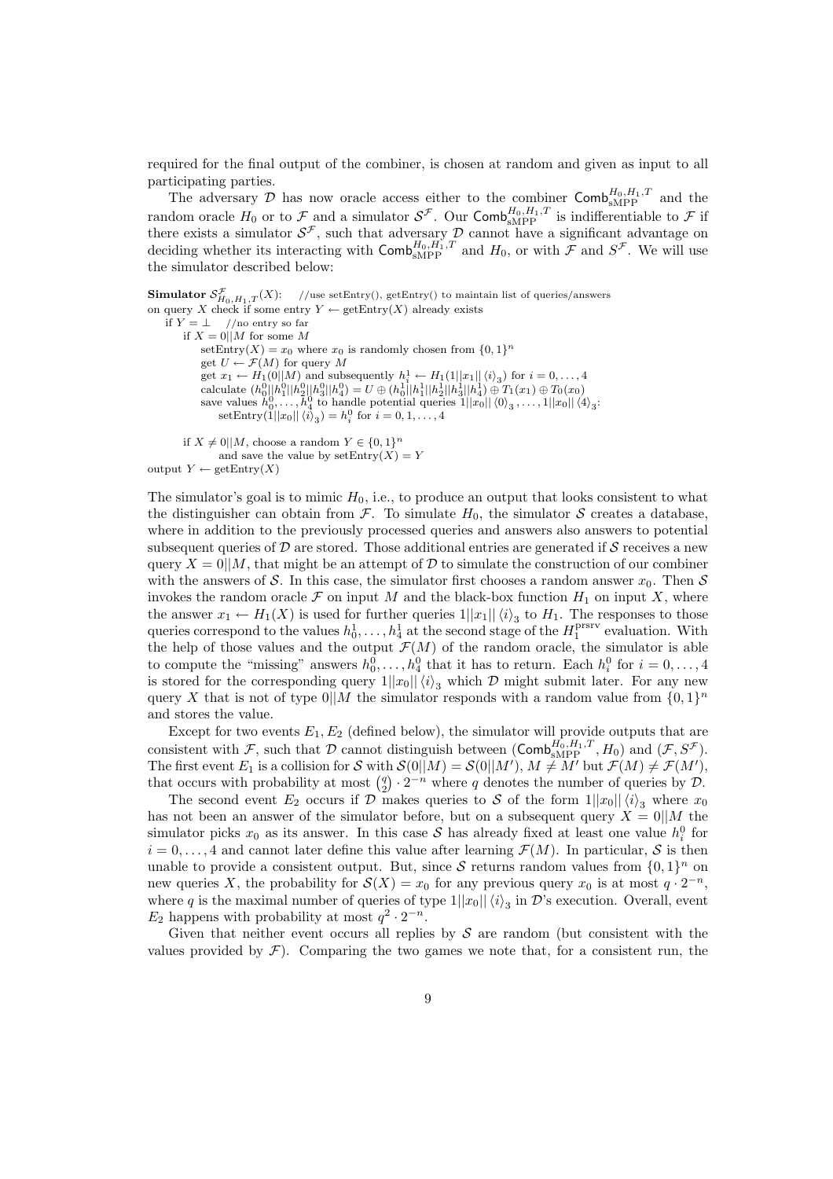required for the final output of the combiner, is chosen at random and given as input to all participating parties.

The adversary $\mathcal{D}$ has now oracle access either to the combiner $\mathsf{Comb}^{H_0,H_1,T}_{\text{sMPP}}$ and the random oracle $H_0$ or to $\mathcal{F}$ and a simulator $\mathcal{S}^{\mathcal{F}}$. Our $\mathsf{Comb}^{H_0,H_1,T}_{\text{sMPP}}$ is indifferentiable to $\mathcal{F}$ if there exists a simulator $\mathcal{S}^{\mathcal{F}}$, such that adversary $\mathcal{D}$ cannot have a significant advantage on deciding whether its interacting with $\mathsf{Comb}^{H_0,H_1,T}_{\text{sMPP}}$ and $H_0$, or with $\mathcal{F}$ and $S^{\mathcal{F}}$. We will use the simulator described below:

**Simulator** $\mathcal{S}^{\mathcal{F}}_{H_0,H_1,T}(X)$: //use setEntry(), getEntry() to maintain list of queries/answers
on query $X$ check if some entry $Y \leftarrow$ getEntry($X$) already exists
  if $Y = \perp$ //no entry so far
    if $X = 0||M$ for some $M$
      setEntry($X$) $= x_0$ where $x_0$ is randomly chosen from $\{0,1\}^n$
      get $U \leftarrow \mathcal{F}(M)$ for query $M$
      get $x_1 \leftarrow H_1(0||M)$ and subsequently $h^1_i \leftarrow H_1(1||x_1||\langle i\rangle_3)$ for $i = 0,\dots,4$
      calculate $(h^0_0||h^0_1||h^0_2||h^0_3||h^0_4) = U \oplus (h^1_0||h^1_1||h^1_2||h^1_3||h^1_4) \oplus T_1(x_1) \oplus T_0(x_0)$
      save values $h^0_0,\dots,h^0_4$ to handle potential queries $1||x_0||\langle 0\rangle_3,\dots,1||x_0||\langle 4\rangle_3$:
        setEntry($1||x_0||\langle i\rangle_3$) $= h^0_i$ for $i = 0,1,\dots,4$

    if $X \neq 0||M$, choose a random $Y \in \{0,1\}^n$
      and save the value by setEntry($X$) $= Y$
output $Y \leftarrow$ getEntry($X$)

The simulator's goal is to mimic $H_0$, i.e., to produce an output that looks consistent to what the distinguisher can obtain from $\mathcal{F}$. To simulate $H_0$, the simulator $\mathcal{S}$ creates a database, where in addition to the previously processed queries and answers also answers to potential subsequent queries of $\mathcal{D}$ are stored. Those additional entries are generated if $\mathcal{S}$ receives a new query $X = 0||M$, that might be an attempt of $\mathcal{D}$ to simulate the construction of our combiner with the answers of $\mathcal{S}$. In this case, the simulator first chooses a random answer $x_0$. Then $\mathcal{S}$ invokes the random oracle $\mathcal{F}$ on input $M$ and the black-box function $H_1$ on input $X$, where the answer $x_1 \leftarrow H_1(X)$ is used for further queries $1||x_1||\langle i\rangle_3$ to $H_1$. The responses to those queries correspond to the values $h^1_0,\dots,h^1_4$ at the second stage of the $H_1^{\text{prsrv}}$ evaluation. With the help of those values and the output $\mathcal{F}(M)$ of the random oracle, the simulator is able to compute the "missing" answers $h^0_0,\dots,h^0_4$ that it has to return. Each $h^0_i$ for $i = 0,\dots,4$ is stored for the corresponding query $1||x_0||\langle i\rangle_3$ which $\mathcal{D}$ might submit later. For any new query $X$ that is not of type $0||M$ the simulator responds with a random value from $\{0,1\}^n$ and stores the value.

Except for two events $E_1, E_2$ (defined below), the simulator will provide outputs that are consistent with $\mathcal{F}$, such that $\mathcal{D}$ cannot distinguish between $(\mathsf{Comb}^{H_0,H_1,T}_{\text{sMPP}}, H_0)$ and $(\mathcal{F}, S^{\mathcal{F}})$. The first event $E_1$ is a collision for $\mathcal{S}$ with $\mathcal{S}(0||M) = \mathcal{S}(0||M')$, $M \neq M'$ but $\mathcal{F}(M) \neq \mathcal{F}(M')$, that occurs with probability at most $\binom{q}{2} \cdot 2^{-n}$ where $q$ denotes the number of queries by $\mathcal{D}$.

The second event $E_2$ occurs if $\mathcal{D}$ makes queries to $\mathcal{S}$ of the form $1||x_0||\langle i\rangle_3$ where $x_0$ has not been an answer of the simulator before, but on a subsequent query $X = 0||M$ the simulator picks $x_0$ as its answer. In this case $\mathcal{S}$ has already fixed at least one value $h^0_i$ for $i = 0,\dots,4$ and cannot later define this value after learning $\mathcal{F}(M)$. In particular, $\mathcal{S}$ is then unable to provide a consistent output. But, since $\mathcal{S}$ returns random values from $\{0,1\}^n$ on new queries $X$, the probability for $\mathcal{S}(X) = x_0$ for any previous query $x_0$ is at most $q \cdot 2^{-n}$, where $q$ is the maximal number of queries of type $1||x_0||\langle i\rangle_3$ in $\mathcal{D}$'s execution. Overall, event $E_2$ happens with probability at most $q^2 \cdot 2^{-n}$.

Given that neither event occurs all replies by $\mathcal{S}$ are random (but consistent with the values provided by $\mathcal{F}$). Comparing the two games we note that, for a consistent run, the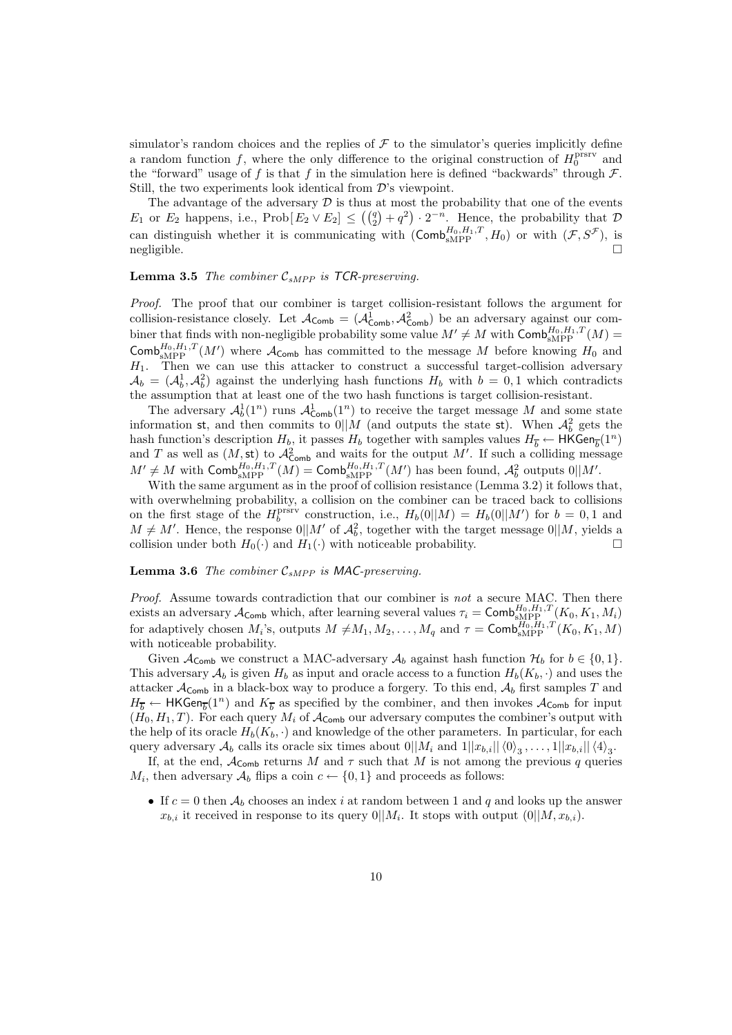simulator's random choices and the replies of $\mathcal{F}$ to the simulator's queries implicitly define a random function $f$, where the only difference to the original construction of $H_0^{\text{prsrv}}$ and the "forward" usage of $f$ is that $f$ in the simulation here is defined "backwards" through $\mathcal{F}$. Still, the two experiments look identical from $\mathcal{D}$'s viewpoint.

The advantage of the adversary $\mathcal{D}$ is thus at most the probability that one of the events $E_1$ or $E_2$ happens, i.e., $\text{Prob}[E_2 \vee E_2] \leq \left(\binom{q}{2} + q^2\right) \cdot 2^{-n}$. Hence, the probability that $\mathcal{D}$ can distinguish whether it is communicating with $(\mathsf{Comb}_{\text{sMPP}}^{H_0,H_1,T}, H_0)$ or with $(\mathcal{F}, S^{\mathcal{F}})$, is negligible. □

**Lemma 3.5** *The combiner $\mathcal{C}_{sMPP}$ is TCR-preserving.*

*Proof.* The proof that our combiner is target collision-resistant follows the argument for collision-resistance closely. Let $\mathcal{A}_{\mathsf{Comb}} = (\mathcal{A}_{\mathsf{Comb}}^1, \mathcal{A}_{\mathsf{Comb}}^2)$ be an adversary against our combiner that finds with non-negligible probability some value $M' \neq M$ with $\mathsf{Comb}_{\text{sMPP}}^{H_0,H_1,T}(M) = \mathsf{Comb}_{\text{sMPP}}^{H_0,H_1,T}(M')$ where $\mathcal{A}_{\mathsf{Comb}}$ has committed to the message $M$ before knowing $H_0$ and $H_1$. Then we can use this attacker to construct a successful target-collision adversary $\mathcal{A}_b = (\mathcal{A}_b^1, \mathcal{A}_b^2)$ against the underlying hash functions $H_b$ with $b = 0, 1$ which contradicts the assumption that at least one of the two hash functions is target collision-resistant.

The adversary $\mathcal{A}_b^1(1^n)$ runs $\mathcal{A}_{\mathsf{Comb}}^1(1^n)$ to receive the target message $M$ and some state information $\mathsf{st}$, and then commits to $0||M$ (and outputs the state $\mathsf{st}$). When $\mathcal{A}_b^2$ gets the hash function's description $H_b$, it passes $H_b$ together with samples values $H_{\overline{b}} \leftarrow \mathsf{HKGen}_{\overline{b}}(1^n)$ and $T$ as well as $(M, \mathsf{st})$ to $\mathcal{A}_{\mathsf{Comb}}^2$ and waits for the output $M'$. If such a colliding message $M' \neq M$ with $\mathsf{Comb}_{\text{sMPP}}^{H_0,H_1,T}(M) = \mathsf{Comb}_{\text{sMPP}}^{H_0,H_1,T}(M')$ has been found, $\mathcal{A}_b^2$ outputs $0||M'$.

With the same argument as in the proof of collision resistance (Lemma 3.2) it follows that, with overwhelming probability, a collision on the combiner can be traced back to collisions on the first stage of the $H_b^{\text{prsrv}}$ construction, i.e., $H_b(0||M) = H_b(0||M')$ for $b = 0, 1$ and $M \neq M'$. Hence, the response $0||M'$ of $\mathcal{A}_b^2$, together with the target message $0||M$, yields a collision under both $H_0(\cdot)$ and $H_1(\cdot)$ with noticeable probability. □

**Lemma 3.6** *The combiner $\mathcal{C}_{sMPP}$ is MAC-preserving.*

*Proof.* Assume towards contradiction that our combiner is *not* a secure MAC. Then there exists an adversary $\mathcal{A}_{\mathsf{Comb}}$ which, after learning several values $\tau_i = \mathsf{Comb}_{\text{sMPP}}^{H_0,H_1,T}(K_0, K_1, M_i)$ for adaptively chosen $M_i$'s, outputs $M \neq M_1, M_2, \ldots, M_q$ and $\tau = \mathsf{Comb}_{\text{sMPP}}^{H_0,H_1,T}(K_0, K_1, M)$ with noticeable probability.

Given $\mathcal{A}_{\mathsf{Comb}}$ we construct a MAC-adversary $\mathcal{A}_b$ against hash function $\mathcal{H}_b$ for $b \in \{0, 1\}$. This adversary $\mathcal{A}_b$ is given $H_b$ as input and oracle access to a function $H_b(K_b, \cdot)$ and uses the attacker $\mathcal{A}_{\mathsf{Comb}}$ in a black-box way to produce a forgery. To this end, $\mathcal{A}_b$ first samples $T$ and $H_{\overline{b}} \leftarrow \mathsf{HKGen}_{\overline{b}}(1^n)$ and $K_{\overline{b}}$ as specified by the combiner, and then invokes $\mathcal{A}_{\mathsf{Comb}}$ for input $(H_0, H_1, T)$. For each query $M_i$ of $\mathcal{A}_{\mathsf{Comb}}$ our adversary computes the combiner's output with the help of its oracle $H_b(K_b, \cdot)$ and knowledge of the other parameters. In particular, for each query adversary $\mathcal{A}_b$ calls its oracle six times about $0||M_i$ and $1||x_{b,i}|| \langle 0 \rangle_3, \ldots, 1||x_{b,i}|| \langle 4 \rangle_3$.

If, at the end, $\mathcal{A}_{\mathsf{Comb}}$ returns $M$ and $\tau$ such that $M$ is not among the previous $q$ queries $M_i$, then adversary $\mathcal{A}_b$ flips a coin $c \leftarrow \{0, 1\}$ and proceeds as follows:

- If $c = 0$ then $\mathcal{A}_b$ chooses an index $i$ at random between 1 and $q$ and looks up the answer $x_{b,i}$ it received in response to its query $0||M_i$. It stops with output $(0||M, x_{b,i})$.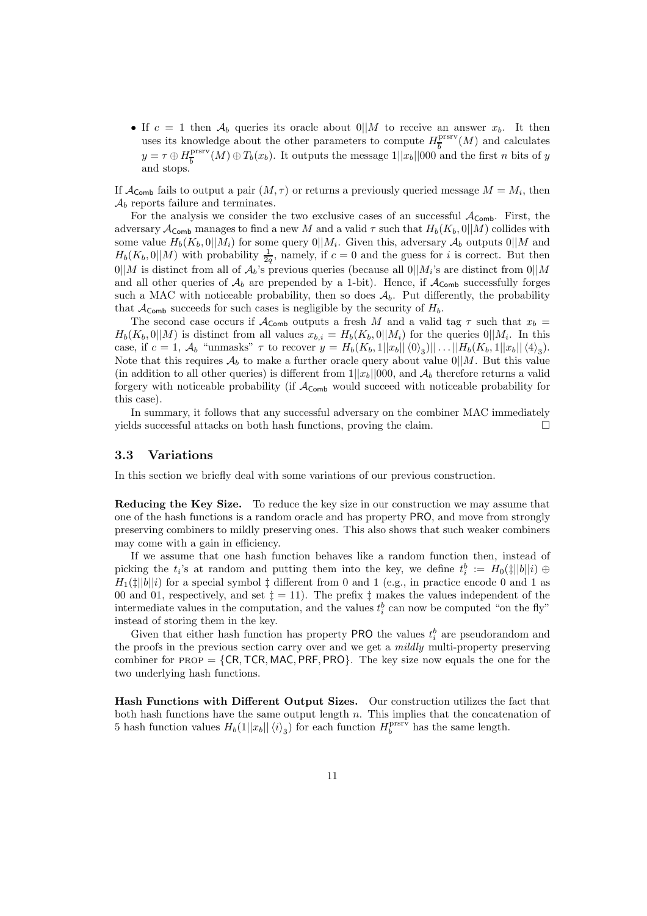- If $c = 1$ then $\mathcal{A}_b$ queries its oracle about $0||M$ to receive an answer $x_b$. It then uses its knowledge about the other parameters to compute $H_{\overline{b}}^{\text{prsrv}}(M)$ and calculates $y = \tau \oplus H_{\overline{b}}^{\text{prsrv}}(M) \oplus T_b(x_b)$. It outputs the message $1||x_b||000$ and the first $n$ bits of $y$ and stops.

If $\mathcal{A}_{\mathsf{Comb}}$ fails to output a pair $(M, \tau)$ or returns a previously queried message $M = M_i$, then $\mathcal{A}_b$ reports failure and terminates.

For the analysis we consider the two exclusive cases of an successful $\mathcal{A}_{\mathsf{Comb}}$. First, the adversary $\mathcal{A}_{\mathsf{Comb}}$ manages to find a new $M$ and a valid $\tau$ such that $H_b(K_b, 0||M)$ collides with some value $H_b(K_b, 0||M_i)$ for some query $0||M_i$. Given this, adversary $\mathcal{A}_b$ outputs $0||M$ and $H_b(K_b, 0||M)$ with probability $\frac{1}{2q}$, namely, if $c = 0$ and the guess for $i$ is correct. But then $0||M$ is distinct from all of $\mathcal{A}_b$'s previous queries (because all $0||M_i$'s are distinct from $0||M$ and all other queries of $\mathcal{A}_b$ are prepended by a 1-bit). Hence, if $\mathcal{A}_{\mathsf{Comb}}$ successfully forges such a MAC with noticeable probability, then so does $\mathcal{A}_b$. Put differently, the probability that $\mathcal{A}_{\mathsf{Comb}}$ succeeds for such cases is negligible by the security of $H_b$.

The second case occurs if $\mathcal{A}_{\mathsf{Comb}}$ outputs a fresh $M$ and a valid tag $\tau$ such that $x_b = H_b(K_b, 0||M)$ is distinct from all values $x_{b,i} = H_b(K_b, 0||M_i)$ for the queries $0||M_i$. In this case, if $c = 1$, $\mathcal{A}_b$ "unmasks" $\tau$ to recover $y = H_b(K_b, 1||x_b|| \langle 0 \rangle_3)|| \ldots ||H_b(K_b, 1||x_b|| \langle 4 \rangle_3)$. Note that this requires $\mathcal{A}_b$ to make a further oracle query about value $0||M$. But this value (in addition to all other queries) is different from $1||x_b||000$, and $\mathcal{A}_b$ therefore returns a valid forgery with noticeable probability (if $\mathcal{A}_{\mathsf{Comb}}$ would succeed with noticeable probability for this case).

In summary, it follows that any successful adversary on the combiner MAC immediately yields successful attacks on both hash functions, proving the claim. □

### 3.3 Variations

In this section we briefly deal with some variations of our previous construction.

**Reducing the Key Size.** To reduce the key size in our construction we may assume that one of the hash functions is a random oracle and has property $\mathsf{PRO}$, and move from strongly preserving combiners to mildly preserving ones. This also shows that such weaker combiners may come with a gain in efficiency.

If we assume that one hash function behaves like a random function then, instead of picking the $t_i$'s at random and putting them into the key, we define $t_i^b := H_0(\ddagger||b||i) \oplus H_1(\ddagger||b||i)$ for a special symbol $\ddagger$ different from 0 and 1 (e.g., in practice encode 0 and 1 as 00 and 01, respectively, and set $\ddagger = 11$). The prefix $\ddagger$ makes the values independent of the intermediate values in the computation, and the values $t_i^b$ can now be computed "on the fly" instead of storing them in the key.

Given that either hash function has property $\mathsf{PRO}$ the values $t_i^b$ are pseudorandom and the proofs in the previous section carry over and we get a *mildly* multi-property preserving combiner for $\text{PROP} = \{\mathsf{CR}, \mathsf{TCR}, \mathsf{MAC}, \mathsf{PRF}, \mathsf{PRO}\}$. The key size now equals the one for the two underlying hash functions.

**Hash Functions with Different Output Sizes.** Our construction utilizes the fact that both hash functions have the same output length $n$. This implies that the concatenation of 5 hash function values $H_b(1||x_b|| \langle i \rangle_3)$ for each function $H_b^{\text{prsrv}}$ has the same length.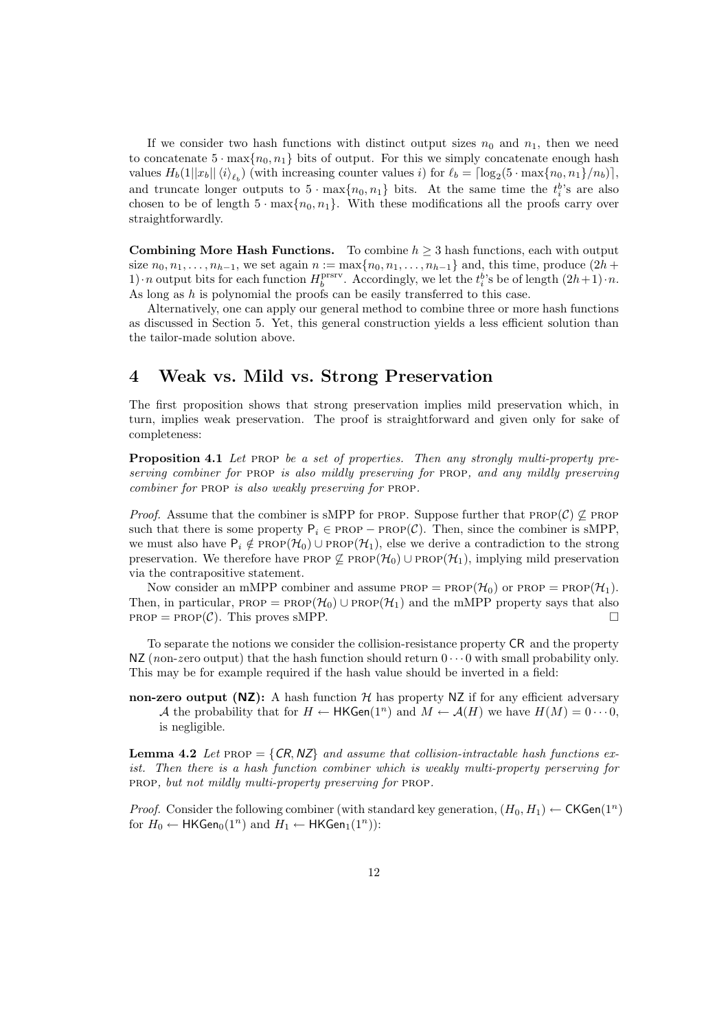If we consider two hash functions with distinct output sizes $n_0$ and $n_1$, then we need to concatenate $5 \cdot \max\{n_0, n_1\}$ bits of output. For this we simply concatenate enough hash values $H_b(1||x_b||\langle i \rangle_{\ell_b})$ (with increasing counter values $i$) for $\ell_b = \lceil \log_2(5 \cdot \max\{n_0, n_1\}/n_b) \rceil$, and truncate longer outputs to $5 \cdot \max\{n_0, n_1\}$ bits. At the same time the $t_i^b$'s are also chosen to be of length $5 \cdot \max\{n_0, n_1\}$. With these modifications all the proofs carry over straightforwardly.

**Combining More Hash Functions.** To combine $h \geq 3$ hash functions, each with output size $n_0, n_1, \ldots, n_{h-1}$, we set again $n := \max\{n_0, n_1, \ldots, n_{h-1}\}$ and, this time, produce $(2h+1) \cdot n$ output bits for each function $H_b^{\text{prsrv}}$. Accordingly, we let the $t_i^b$'s be of length $(2h+1) \cdot n$. As long as $h$ is polynomial the proofs can be easily transferred to this case.

Alternatively, one can apply our general method to combine three or more hash functions as discussed in Section 5. Yet, this general construction yields a less efficient solution than the tailor-made solution above.

# 4 Weak vs. Mild vs. Strong Preservation

The first proposition shows that strong preservation implies mild preservation which, in turn, implies weak preservation. The proof is straightforward and given only for sake of completeness:

**Proposition 4.1** *Let* PROP *be a set of properties. Then any strongly multi-property preserving combiner for* PROP *is also mildly preserving for* PROP*, and any mildly preserving combiner for* PROP *is also weakly preserving for* PROP*.*

*Proof.* Assume that the combiner is sMPP for PROP. Suppose further that $\text{PROP}(\mathcal{C}) \not\subseteq \text{PROP}$ such that there is some property $\mathsf{P}_i \in \text{PROP} - \text{PROP}(\mathcal{C})$. Then, since the combiner is sMPP, we must also have $\mathsf{P}_i \notin \text{PROP}(\mathcal{H}_0) \cup \text{PROP}(\mathcal{H}_1)$, else we derive a contradiction to the strong preservation. We therefore have $\text{PROP} \not\subseteq \text{PROP}(\mathcal{H}_0) \cup \text{PROP}(\mathcal{H}_1)$, implying mild preservation via the contrapositive statement.

Now consider an mMPP combiner and assume $\text{PROP} = \text{PROP}(\mathcal{H}_0)$ or $\text{PROP} = \text{PROP}(\mathcal{H}_1)$. Then, in particular, $\text{PROP} = \text{PROP}(\mathcal{H}_0) \cup \text{PROP}(\mathcal{H}_1)$ and the mMPP property says that also $\text{PROP} = \text{PROP}(\mathcal{C})$. This proves sMPP. $\square$

To separate the notions we consider the collision-resistance property $\mathsf{CR}$ and the property $\mathsf{NZ}$ (*n*on-*z*ero output) that the hash function should return $0 \cdots 0$ with small probability only. This may be for example required if the hash value should be inverted in a field:

**non-zero output ($\mathsf{NZ}$):** A hash function $\mathcal{H}$ has property $\mathsf{NZ}$ if for any efficient adversary $\mathcal{A}$ the probability that for $H \leftarrow \mathsf{HKGen}(1^n)$ and $M \leftarrow \mathcal{A}(H)$ we have $H(M) = 0 \cdots 0$, is negligible.

**Lemma 4.2** *Let* $\text{PROP} = \{\mathsf{CR}, \mathsf{NZ}\}$ *and assume that collision-intractable hash functions exist. Then there is a hash function combiner which is weakly multi-property perserving for* PROP*, but not mildly multi-property preserving for* PROP*.*

*Proof.* Consider the following combiner (with standard key generation, $(H_0, H_1) \leftarrow \mathsf{CKGen}(1^n)$ for $H_0 \leftarrow \mathsf{HKGen}_0(1^n)$ and $H_1 \leftarrow \mathsf{HKGen}_1(1^n)$):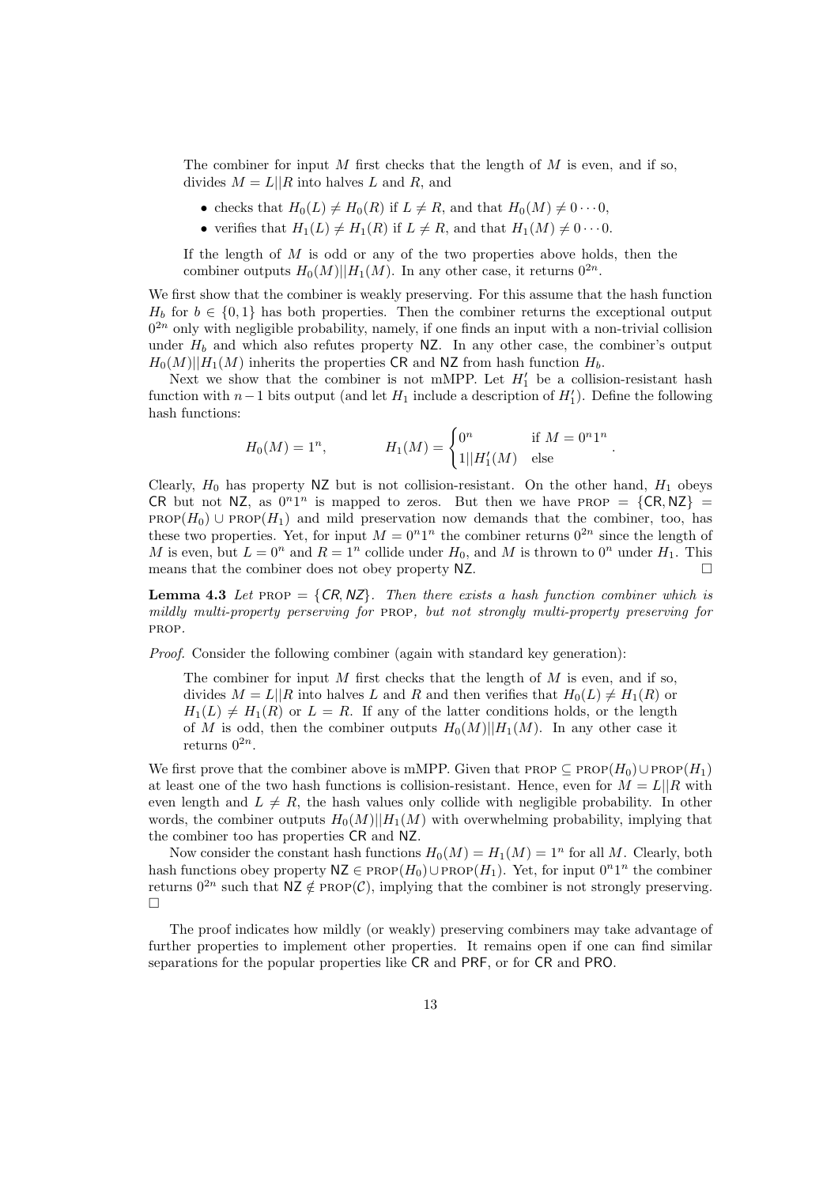The combiner for input $M$ first checks that the length of $M$ is even, and if so, divides $M = L||R$ into halves $L$ and $R$, and

- checks that $H_0(L) \neq H_0(R)$ if $L \neq R$, and that $H_0(M) \neq 0 \cdots 0$,
- verifies that $H_1(L) \neq H_1(R)$ if $L \neq R$, and that $H_1(M) \neq 0 \cdots 0$.

If the length of $M$ is odd or any of the two properties above holds, then the combiner outputs $H_0(M)||H_1(M)$. In any other case, it returns $0^{2n}$.

We first show that the combiner is weakly preserving. For this assume that the hash function $H_b$ for $b \in \{0,1\}$ has both properties. Then the combiner returns the exceptional output $0^{2n}$ only with negligible probability, namely, if one finds an input with a non-trivial collision under $H_b$ and which also refutes property $\mathsf{NZ}$. In any other case, the combiner's output $H_0(M)||H_1(M)$ inherits the properties $\mathsf{CR}$ and $\mathsf{NZ}$ from hash function $H_b$.

Next we show that the combiner is not mMPP. Let $H_1'$ be a collision-resistant hash function with $n-1$ bits output (and let $H_1$ include a description of $H_1'$). Define the following hash functions:

$$H_0(M) = 1^n, \qquad H_1(M) = \begin{cases} 0^n & \text{if } M = 0^n1^n \\ 1||H_1'(M) & \text{else} \end{cases}.$$

Clearly, $H_0$ has property $\mathsf{NZ}$ but is not collision-resistant. On the other hand, $H_1$ obeys $\mathsf{CR}$ but not $\mathsf{NZ}$, as $0^n1^n$ is mapped to zeros. But then we have $\textsc{prop} = \{\mathsf{CR}, \mathsf{NZ}\} = \textsc{prop}(H_0) \cup \textsc{prop}(H_1)$ and mild preservation now demands that the combiner, too, has these two properties. Yet, for input $M = 0^n1^n$ the combiner returns $0^{2n}$ since the length of $M$ is even, but $L = 0^n$ and $R = 1^n$ collide under $H_0$, and $M$ is thrown to $0^n$ under $H_1$. This means that the combiner does not obey property $\mathsf{NZ}$. □

**Lemma 4.3** *Let* $\textsc{prop} = \{\mathsf{CR}, \mathsf{NZ}\}$*. Then there exists a hash function combiner which is mildly multi-property perserving for* $\textsc{prop}$*, but not strongly multi-property preserving for* $\textsc{prop}$*.*

*Proof.* Consider the following combiner (again with standard key generation):

The combiner for input $M$ first checks that the length of $M$ is even, and if so, divides $M = L||R$ into halves $L$ and $R$ and then verifies that $H_0(L) \neq H_1(R)$ or $H_1(L) \neq H_1(R)$ or $L = R$. If any of the latter conditions holds, or the length of $M$ is odd, then the combiner outputs $H_0(M)||H_1(M)$. In any other case it returns $0^{2n}$.

We first prove that the combiner above is mMPP. Given that $\textsc{prop} \subseteq \textsc{prop}(H_0) \cup \textsc{prop}(H_1)$ at least one of the two hash functions is collision-resistant. Hence, even for $M = L||R$ with even length and $L \neq R$, the hash values only collide with negligible probability. In other words, the combiner outputs $H_0(M)||H_1(M)$ with overwhelming probability, implying that the combiner too has properties $\mathsf{CR}$ and $\mathsf{NZ}$.

Now consider the constant hash functions $H_0(M) = H_1(M) = 1^n$ for all $M$. Clearly, both hash functions obey property $\mathsf{NZ} \in \textsc{prop}(H_0) \cup \textsc{prop}(H_1)$. Yet, for input $0^n1^n$ the combiner returns $0^{2n}$ such that $\mathsf{NZ} \notin \textsc{prop}(\mathcal{C})$, implying that the combiner is not strongly preserving. □

The proof indicates how mildly (or weakly) preserving combiners may take advantage of further properties to implement other properties. It remains open if one can find similar separations for the popular properties like $\mathsf{CR}$ and $\mathsf{PRF}$, or for $\mathsf{CR}$ and $\mathsf{PRO}$.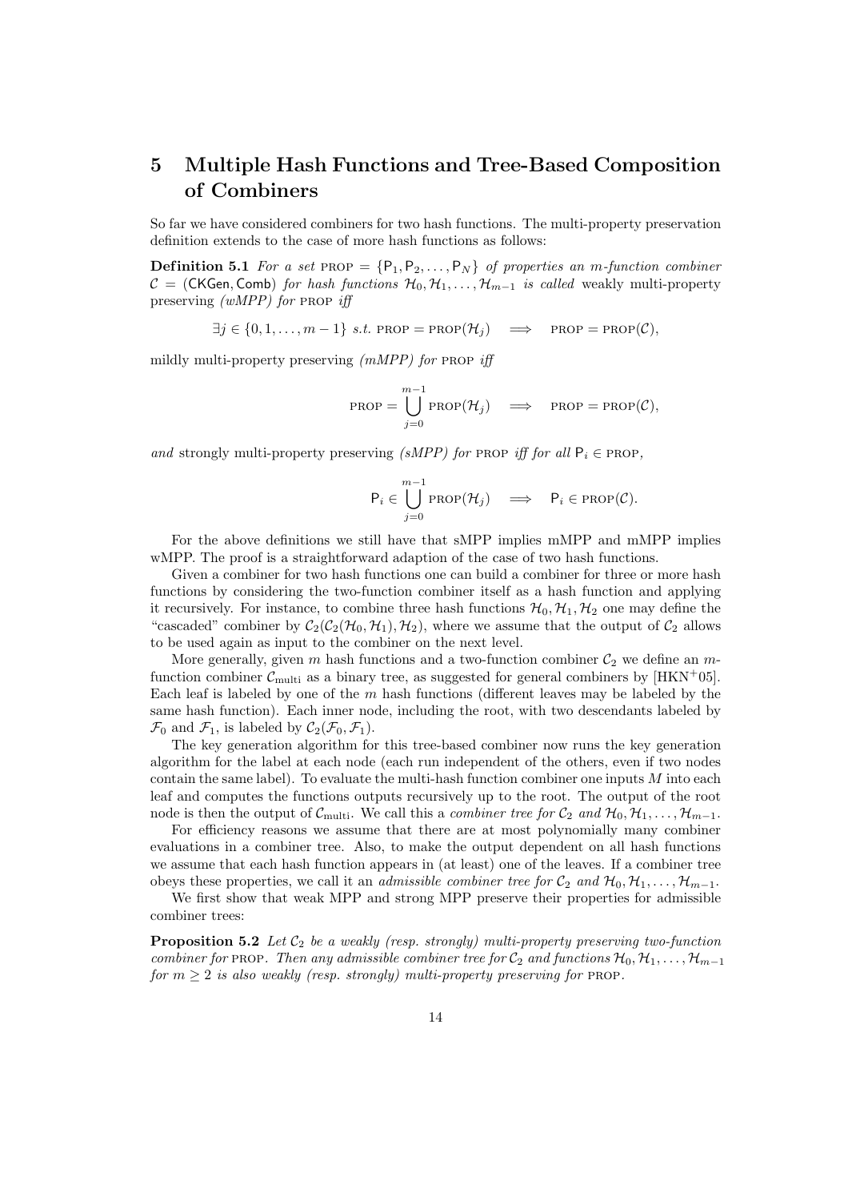# 5 Multiple Hash Functions and Tree-Based Composition of Combiners

So far we have considered combiners for two hash functions. The multi-property preservation definition extends to the case of more hash functions as follows:

**Definition 5.1** *For a set* $\text{PROP} = \{\mathsf{P}_1, \mathsf{P}_2, \ldots, \mathsf{P}_N\}$ *of properties an $m$-function combiner* $\mathcal{C} = (\mathsf{CKGen}, \mathsf{Comb})$ *for hash functions* $\mathcal{H}_0, \mathcal{H}_1, \ldots, \mathcal{H}_{m-1}$ *is called* weakly multi-property preserving *(wMPP) for* PROP *iff*

$$\exists j \in \{0, 1, \ldots, m-1\} \text{ s.t. } \text{PROP} = \text{PROP}(\mathcal{H}_j) \implies \text{PROP} = \text{PROP}(\mathcal{C}),$$

mildly multi-property preserving *(mMPP) for* PROP *iff*

$$\text{PROP} = \bigcup_{j=0}^{m-1} \text{PROP}(\mathcal{H}_j) \implies \text{PROP} = \text{PROP}(\mathcal{C}),$$

*and* strongly multi-property preserving *(sMPP) for* PROP *iff for all* $\mathsf{P}_i \in \text{PROP}$,

$$\mathsf{P}_i \in \bigcup_{j=0}^{m-1} \text{PROP}(\mathcal{H}_j) \implies \mathsf{P}_i \in \text{PROP}(\mathcal{C}).$$

For the above definitions we still have that sMPP implies mMPP and mMPP implies wMPP. The proof is a straightforward adaption of the case of two hash functions.

Given a combiner for two hash functions one can build a combiner for three or more hash functions by considering the two-function combiner itself as a hash function and applying it recursively. For instance, to combine three hash functions $\mathcal{H}_0, \mathcal{H}_1, \mathcal{H}_2$ one may define the "cascaded" combiner by $\mathcal{C}_2(\mathcal{C}_2(\mathcal{H}_0, \mathcal{H}_1), \mathcal{H}_2)$, where we assume that the output of $\mathcal{C}_2$ allows to be used again as input to the combiner on the next level.

More generally, given $m$ hash functions and a two-function combiner $\mathcal{C}_2$ we define an $m$-function combiner $\mathcal{C}_{\text{multi}}$ as a binary tree, as suggested for general combiners by [HKN+05]. Each leaf is labeled by one of the $m$ hash functions (different leaves may be labeled by the same hash function). Each inner node, including the root, with two descendants labeled by $\mathcal{F}_0$ and $\mathcal{F}_1$, is labeled by $\mathcal{C}_2(\mathcal{F}_0, \mathcal{F}_1)$.

The key generation algorithm for this tree-based combiner now runs the key generation algorithm for the label at each node (each run independent of the others, even if two nodes contain the same label). To evaluate the multi-hash function combiner one inputs $M$ into each leaf and computes the functions outputs recursively up to the root. The output of the root node is then the output of $\mathcal{C}_{\text{multi}}$. We call this a *combiner tree for* $\mathcal{C}_2$ *and* $\mathcal{H}_0, \mathcal{H}_1, \ldots, \mathcal{H}_{m-1}$.

For efficiency reasons we assume that there are at most polynomially many combiner evaluations in a combiner tree. Also, to make the output dependent on all hash functions we assume that each hash function appears in (at least) one of the leaves. If a combiner tree obeys these properties, we call it an *admissible combiner tree for* $\mathcal{C}_2$ *and* $\mathcal{H}_0, \mathcal{H}_1, \ldots, \mathcal{H}_{m-1}$.

We first show that weak MPP and strong MPP preserve their properties for admissible combiner trees:

**Proposition 5.2** *Let* $\mathcal{C}_2$ *be a weakly (resp. strongly) multi-property preserving two-function combiner for* PROP. *Then any admissible combiner tree for* $\mathcal{C}_2$ *and functions* $\mathcal{H}_0, \mathcal{H}_1, \ldots, \mathcal{H}_{m-1}$ *for* $m \geq 2$ *is also weakly (resp. strongly) multi-property preserving for* PROP.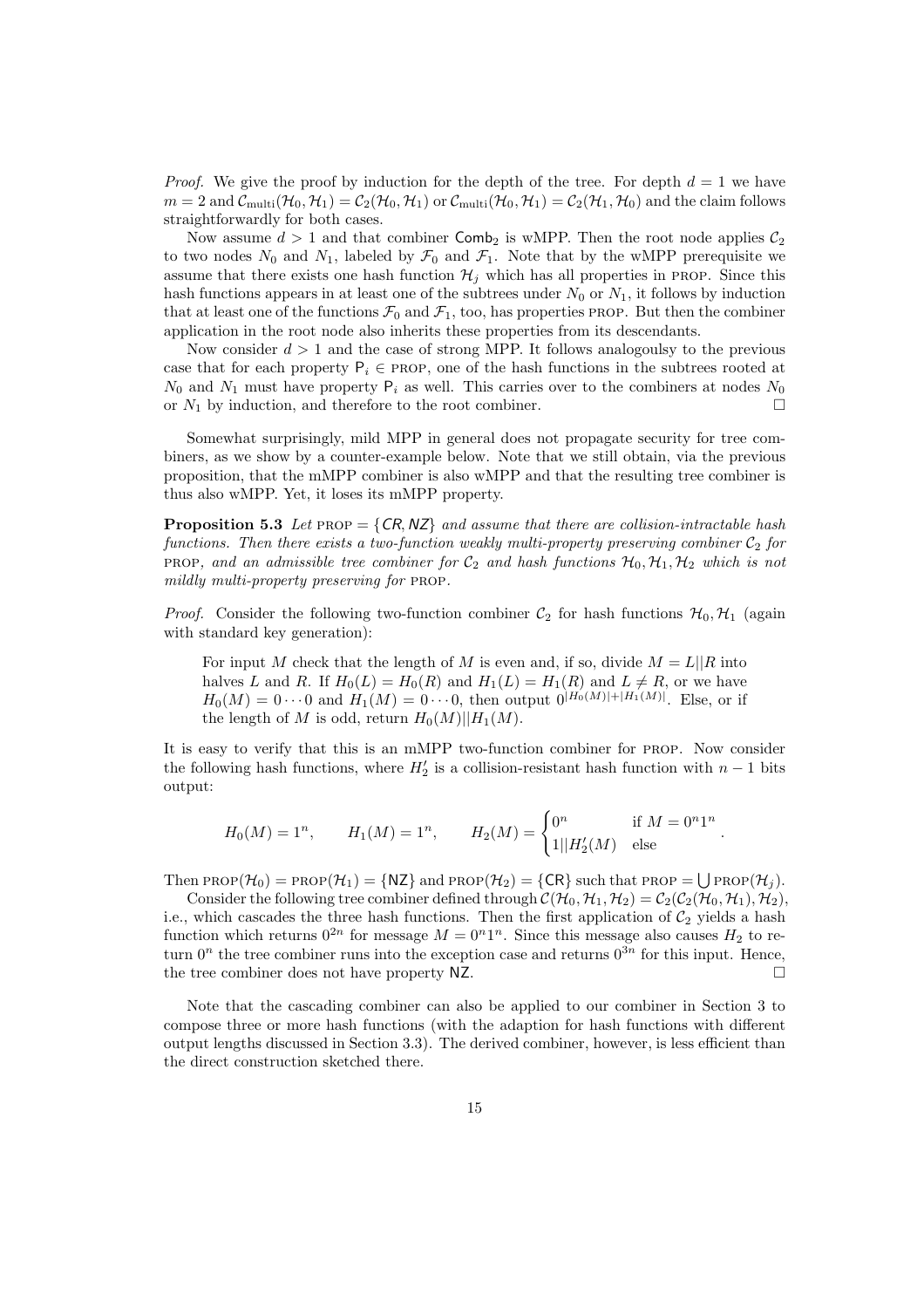*Proof.* We give the proof by induction for the depth of the tree. For depth $d = 1$ we have $m = 2$ and $\mathcal{C}_{\text{multi}}(\mathcal{H}_0, \mathcal{H}_1) = \mathcal{C}_2(\mathcal{H}_0, \mathcal{H}_1)$ or $\mathcal{C}_{\text{multi}}(\mathcal{H}_0, \mathcal{H}_1) = \mathcal{C}_2(\mathcal{H}_1, \mathcal{H}_0)$ and the claim follows straightforwardly for both cases.

Now assume $d > 1$ and that combiner $\mathsf{Comb}_2$ is wMPP. Then the root node applies $\mathcal{C}_2$ to two nodes $N_0$ and $N_1$, labeled by $\mathcal{F}_0$ and $\mathcal{F}_1$. Note that by the wMPP prerequisite we assume that there exists one hash function $\mathcal{H}_j$ which has all properties in PROP. Since this hash functions appears in at least one of the subtrees under $N_0$ or $N_1$, it follows by induction that at least one of the functions $\mathcal{F}_0$ and $\mathcal{F}_1$, too, has properties PROP. But then the combiner application in the root node also inherits these properties from its descendants.

Now consider $d > 1$ and the case of strong MPP. It follows analogoulsy to the previous case that for each property $\mathsf{P}_i \in$ PROP, one of the hash functions in the subtrees rooted at $N_0$ and $N_1$ must have property $\mathsf{P}_i$ as well. This carries over to the combiners at nodes $N_0$ or $N_1$ by induction, and therefore to the root combiner. □

Somewhat surprisingly, mild MPP in general does not propagate security for tree combiners, as we show by a counter-example below. Note that we still obtain, via the previous proposition, that the mMPP combiner is also wMPP and that the resulting tree combiner is thus also wMPP. Yet, it loses its mMPP property.

**Proposition 5.3** *Let* PROP $= \{\mathsf{CR}, \mathsf{NZ}\}$ *and assume that there are collision-intractable hash functions. Then there exists a two-function weakly multi-property preserving combiner $\mathcal{C}_2$ for* PROP*, and an admissible tree combiner for $\mathcal{C}_2$ and hash functions $\mathcal{H}_0, \mathcal{H}_1, \mathcal{H}_2$ which is not mildly multi-property preserving for* PROP.

*Proof.* Consider the following two-function combiner $\mathcal{C}_2$ for hash functions $\mathcal{H}_0, \mathcal{H}_1$ (again with standard key generation):

> For input $M$ check that the length of $M$ is even and, if so, divide $M = L||R$ into halves $L$ and $R$. If $H_0(L) = H_0(R)$ and $H_1(L) = H_1(R)$ and $L \neq R$, or we have $H_0(M) = 0 \cdots 0$ and $H_1(M) = 0 \cdots 0$, then output $0^{|H_0(M)|+|H_1(M)|}$. Else, or if the length of $M$ is odd, return $H_0(M)||H_1(M)$.

It is easy to verify that this is an mMPP two-function combiner for PROP. Now consider the following hash functions, where $H_2'$ is a collision-resistant hash function with $n-1$ bits output:

$$H_0(M) = 1^n, \qquad H_1(M) = 1^n, \qquad H_2(M) = \begin{cases} 0^n & \text{if } M = 0^n1^n \\ 1||H_2'(M) & \text{else} \end{cases}.$$

Then PROP$(\mathcal{H}_0) =$ PROP$(\mathcal{H}_1) = \{\mathsf{NZ}\}$ and PROP$(\mathcal{H}_2) = \{\mathsf{CR}\}$ such that PROP $= \bigcup$ PROP$(\mathcal{H}_j)$.

Consider the following tree combiner defined through $\mathcal{C}(\mathcal{H}_0, \mathcal{H}_1, \mathcal{H}_2) = \mathcal{C}_2(\mathcal{C}_2(\mathcal{H}_0, \mathcal{H}_1), \mathcal{H}_2)$, i.e., which cascades the three hash functions. Then the first application of $\mathcal{C}_2$ yields a hash function which returns $0^{2n}$ for message $M = 0^n1^n$. Since this message also causes $H_2$ to return $0^n$ the tree combiner runs into the exception case and returns $0^{3n}$ for this input. Hence, the tree combiner does not have property $\mathsf{NZ}$. □

Note that the cascading combiner can also be applied to our combiner in Section 3 to compose three or more hash functions (with the adaption for hash functions with different output lengths discussed in Section 3.3). The derived combiner, however, is less efficient than the direct construction sketched there.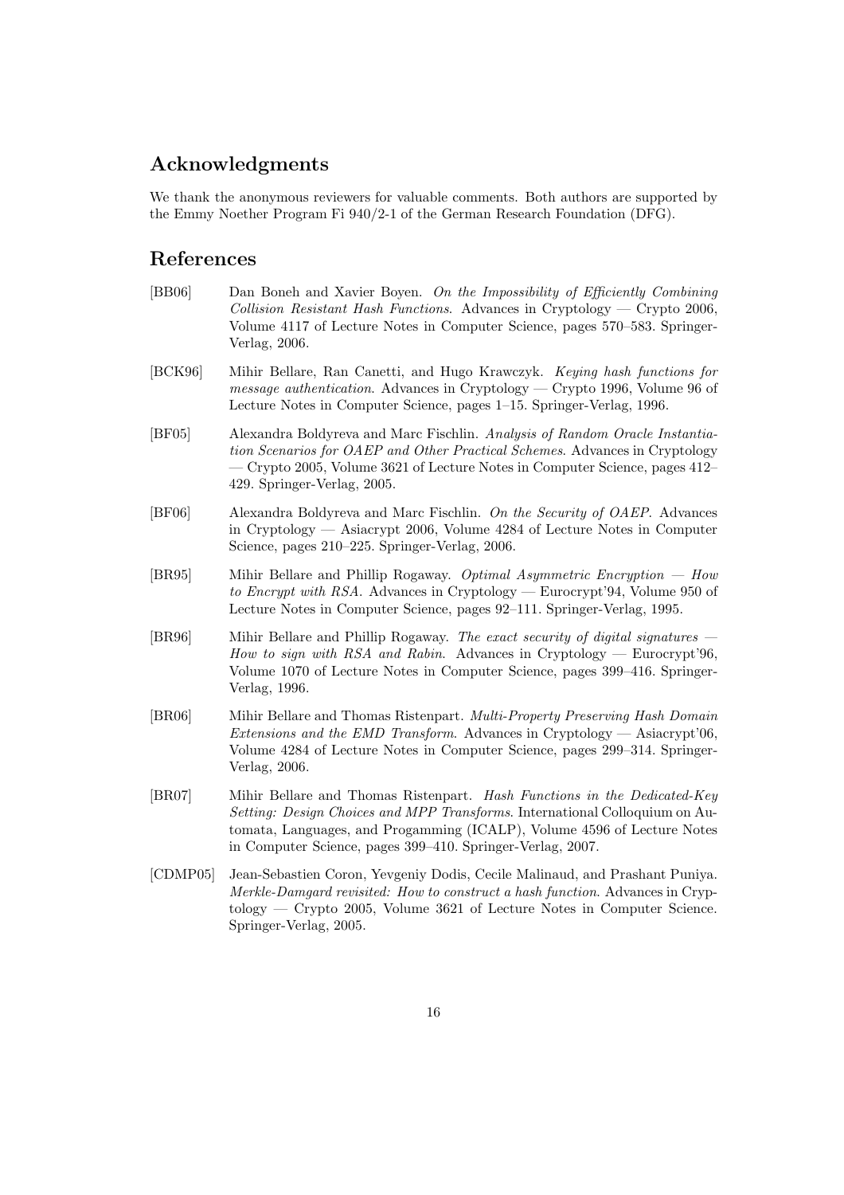## Acknowledgments

We thank the anonymous reviewers for valuable comments. Both authors are supported by the Emmy Noether Program Fi 940/2-1 of the German Research Foundation (DFG).

## References

[BB06] Dan Boneh and Xavier Boyen. *On the Impossibility of Efficiently Combining Collision Resistant Hash Functions*. Advances in Cryptology — Crypto 2006, Volume 4117 of Lecture Notes in Computer Science, pages 570–583. Springer-Verlag, 2006.

[BCK96] Mihir Bellare, Ran Canetti, and Hugo Krawczyk. *Keying hash functions for message authentication*. Advances in Cryptology — Crypto 1996, Volume 96 of Lecture Notes in Computer Science, pages 1–15. Springer-Verlag, 1996.

[BF05] Alexandra Boldyreva and Marc Fischlin. *Analysis of Random Oracle Instantiation Scenarios for OAEP and Other Practical Schemes*. Advances in Cryptology — Crypto 2005, Volume 3621 of Lecture Notes in Computer Science, pages 412–429. Springer-Verlag, 2005.

[BF06] Alexandra Boldyreva and Marc Fischlin. *On the Security of OAEP*. Advances in Cryptology — Asiacrypt 2006, Volume 4284 of Lecture Notes in Computer Science, pages 210–225. Springer-Verlag, 2006.

[BR95] Mihir Bellare and Phillip Rogaway. *Optimal Asymmetric Encryption — How to Encrypt with RSA*. Advances in Cryptology — Eurocrypt'94, Volume 950 of Lecture Notes in Computer Science, pages 92–111. Springer-Verlag, 1995.

[BR96] Mihir Bellare and Phillip Rogaway. *The exact security of digital signatures — How to sign with RSA and Rabin*. Advances in Cryptology — Eurocrypt'96, Volume 1070 of Lecture Notes in Computer Science, pages 399–416. Springer-Verlag, 1996.

[BR06] Mihir Bellare and Thomas Ristenpart. *Multi-Property Preserving Hash Domain Extensions and the EMD Transform*. Advances in Cryptology — Asiacrypt'06, Volume 4284 of Lecture Notes in Computer Science, pages 299–314. Springer-Verlag, 2006.

[BR07] Mihir Bellare and Thomas Ristenpart. *Hash Functions in the Dedicated-Key Setting: Design Choices and MPP Transforms*. International Colloquium on Automata, Languages, and Progamming (ICALP), Volume 4596 of Lecture Notes in Computer Science, pages 399–410. Springer-Verlag, 2007.

[CDMP05] Jean-Sebastien Coron, Yevgeniy Dodis, Cecile Malinaud, and Prashant Puniya. *Merkle-Damgard revisited: How to construct a hash function*. Advances in Cryptology — Crypto 2005, Volume 3621 of Lecture Notes in Computer Science. Springer-Verlag, 2005.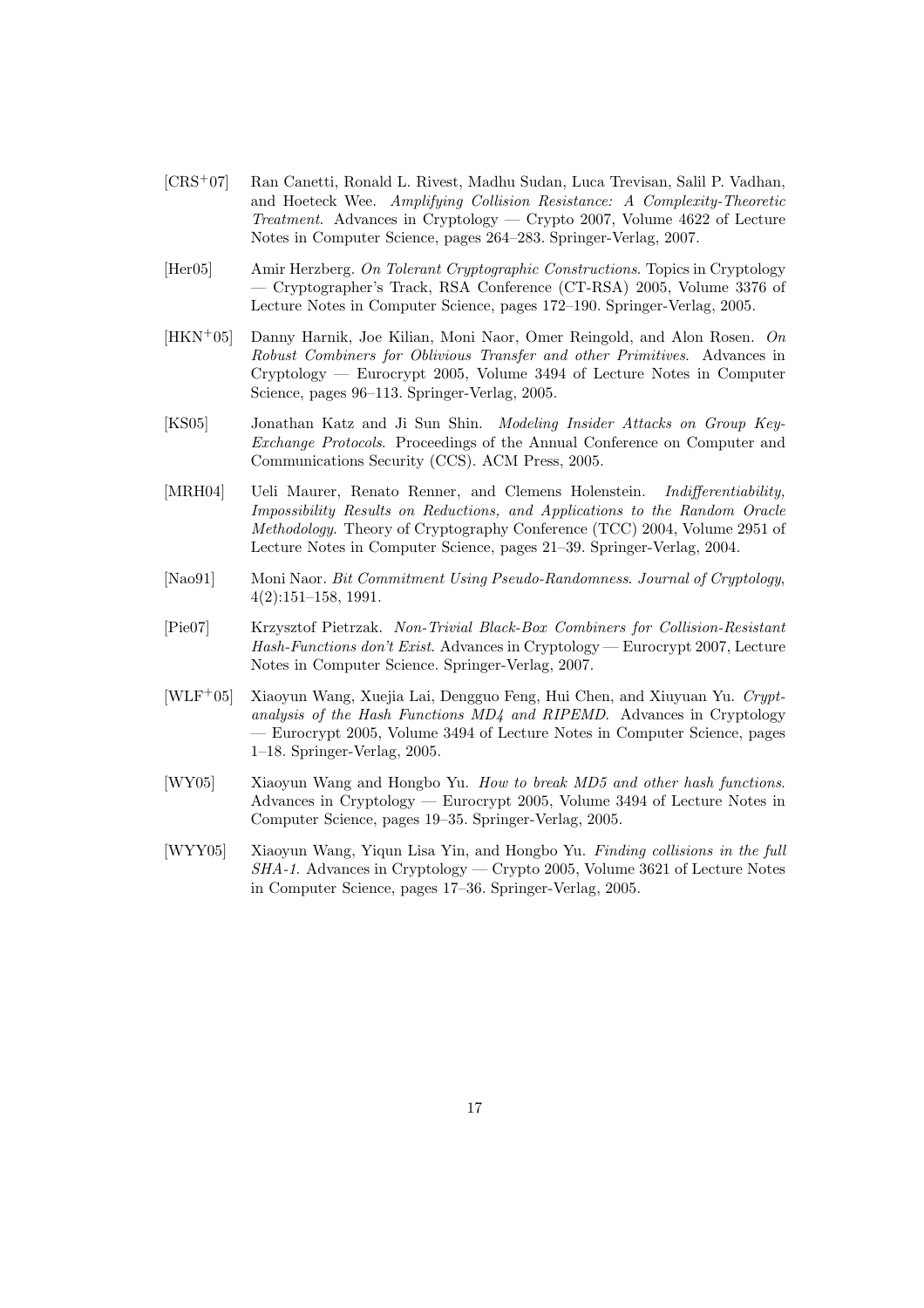[CRS+07] Ran Canetti, Ronald L. Rivest, Madhu Sudan, Luca Trevisan, Salil P. Vadhan, and Hoeteck Wee. *Amplifying Collision Resistance: A Complexity-Theoretic Treatment*. Advances in Cryptology — Crypto 2007, Volume 4622 of Lecture Notes in Computer Science, pages 264–283. Springer-Verlag, 2007.

[Her05] Amir Herzberg. *On Tolerant Cryptographic Constructions*. Topics in Cryptology — Cryptographer's Track, RSA Conference (CT-RSA) 2005, Volume 3376 of Lecture Notes in Computer Science, pages 172–190. Springer-Verlag, 2005.

[HKN+05] Danny Harnik, Joe Kilian, Moni Naor, Omer Reingold, and Alon Rosen. *On Robust Combiners for Oblivious Transfer and other Primitives*. Advances in Cryptology — Eurocrypt 2005, Volume 3494 of Lecture Notes in Computer Science, pages 96–113. Springer-Verlag, 2005.

[KS05] Jonathan Katz and Ji Sun Shin. *Modeling Insider Attacks on Group Key-Exchange Protocols*. Proceedings of the Annual Conference on Computer and Communications Security (CCS). ACM Press, 2005.

[MRH04] Ueli Maurer, Renato Renner, and Clemens Holenstein. *Indifferentiability, Impossibility Results on Reductions, and Applications to the Random Oracle Methodology.* Theory of Cryptography Conference (TCC) 2004, Volume 2951 of Lecture Notes in Computer Science, pages 21–39. Springer-Verlag, 2004.

[Nao91] Moni Naor. *Bit Commitment Using Pseudo-Randomness. Journal of Cryptology*, 4(2):151–158, 1991.

[Pie07] Krzysztof Pietrzak. *Non-Trivial Black-Box Combiners for Collision-Resistant Hash-Functions don't Exist*. Advances in Cryptology — Eurocrypt 2007, Lecture Notes in Computer Science. Springer-Verlag, 2007.

[WLF+05] Xiaoyun Wang, Xuejia Lai, Dengguo Feng, Hui Chen, and Xiuyuan Yu. *Cryptanalysis of the Hash Functions MD4 and RIPEMD*. Advances in Cryptology — Eurocrypt 2005, Volume 3494 of Lecture Notes in Computer Science, pages 1–18. Springer-Verlag, 2005.

[WY05] Xiaoyun Wang and Hongbo Yu. *How to break MD5 and other hash functions*. Advances in Cryptology — Eurocrypt 2005, Volume 3494 of Lecture Notes in Computer Science, pages 19–35. Springer-Verlag, 2005.

[WYY05] Xiaoyun Wang, Yiqun Lisa Yin, and Hongbo Yu. *Finding collisions in the full SHA-1*. Advances in Cryptology — Crypto 2005, Volume 3621 of Lecture Notes in Computer Science, pages 17–36. Springer-Verlag, 2005.